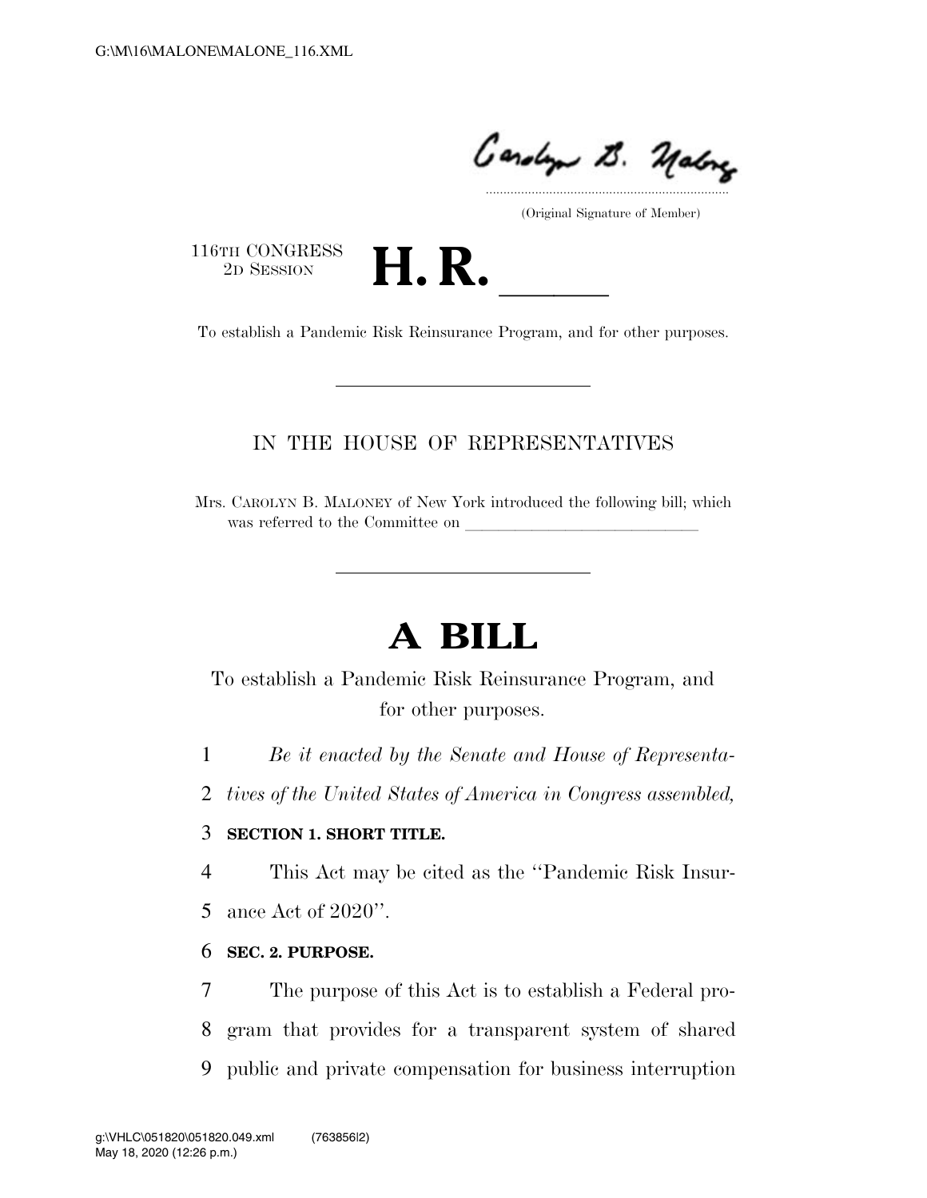(Original Signature of Member)

116TH CONGRESS
2D SESSION

# H. R. ______

To establish a Pandemic Risk Reinsurance Program, and for other purposes.

---

IN THE HOUSE OF REPRESENTATIVES

Mrs. CAROLYN B. MALONEY of New York introduced the following bill; which was referred to the Committee on ______________________________

---

# A BILL

To establish a Pandemic Risk Reinsurance Program, and for other purposes.

1 *Be it enacted by the Senate and House of Representa-*
2 *tives of the United States of America in Congress assembled,*

3 **SECTION 1. SHORT TITLE.**

4 This Act may be cited as the ''Pandemic Risk Insur-
5 ance Act of 2020''.

6 **SEC. 2. PURPOSE.**

7 The purpose of this Act is to establish a Federal pro-
8 gram that provides for a transparent system of shared
9 public and private compensation for business interruption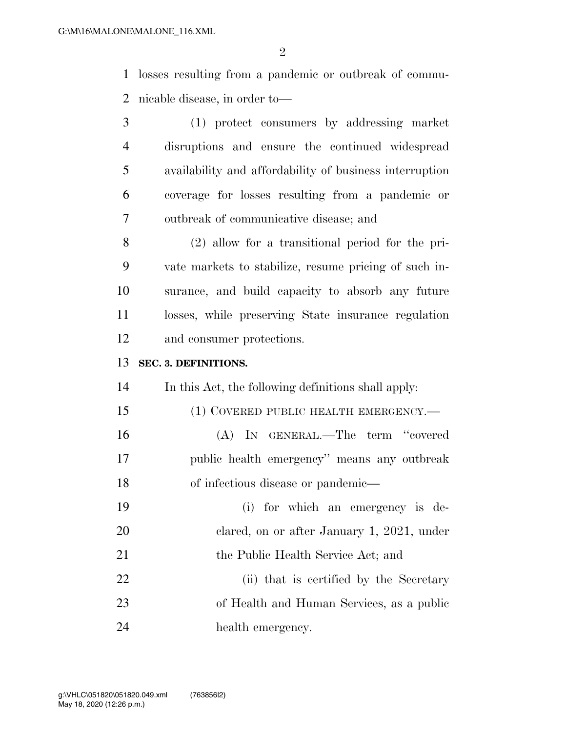losses resulting from a pandemic or outbreak of communicable disease, in order to—

(1) protect consumers by addressing market disruptions and ensure the continued widespread availability and affordability of business interruption coverage for losses resulting from a pandemic or outbreak of communicative disease; and

(2) allow for a transitional period for the private markets to stabilize, resume pricing of such insurance, and build capacity to absorb any future losses, while preserving State insurance regulation and consumer protections.

**SEC. 3. DEFINITIONS.**

In this Act, the following definitions shall apply:

(1) COVERED PUBLIC HEALTH EMERGENCY.—

(A) IN GENERAL.—The term "covered public health emergency" means any outbreak of infectious disease or pandemic—

(i) for which an emergency is declared, on or after January 1, 2021, under the Public Health Service Act; and

(ii) that is certified by the Secretary of Health and Human Services, as a public health emergency.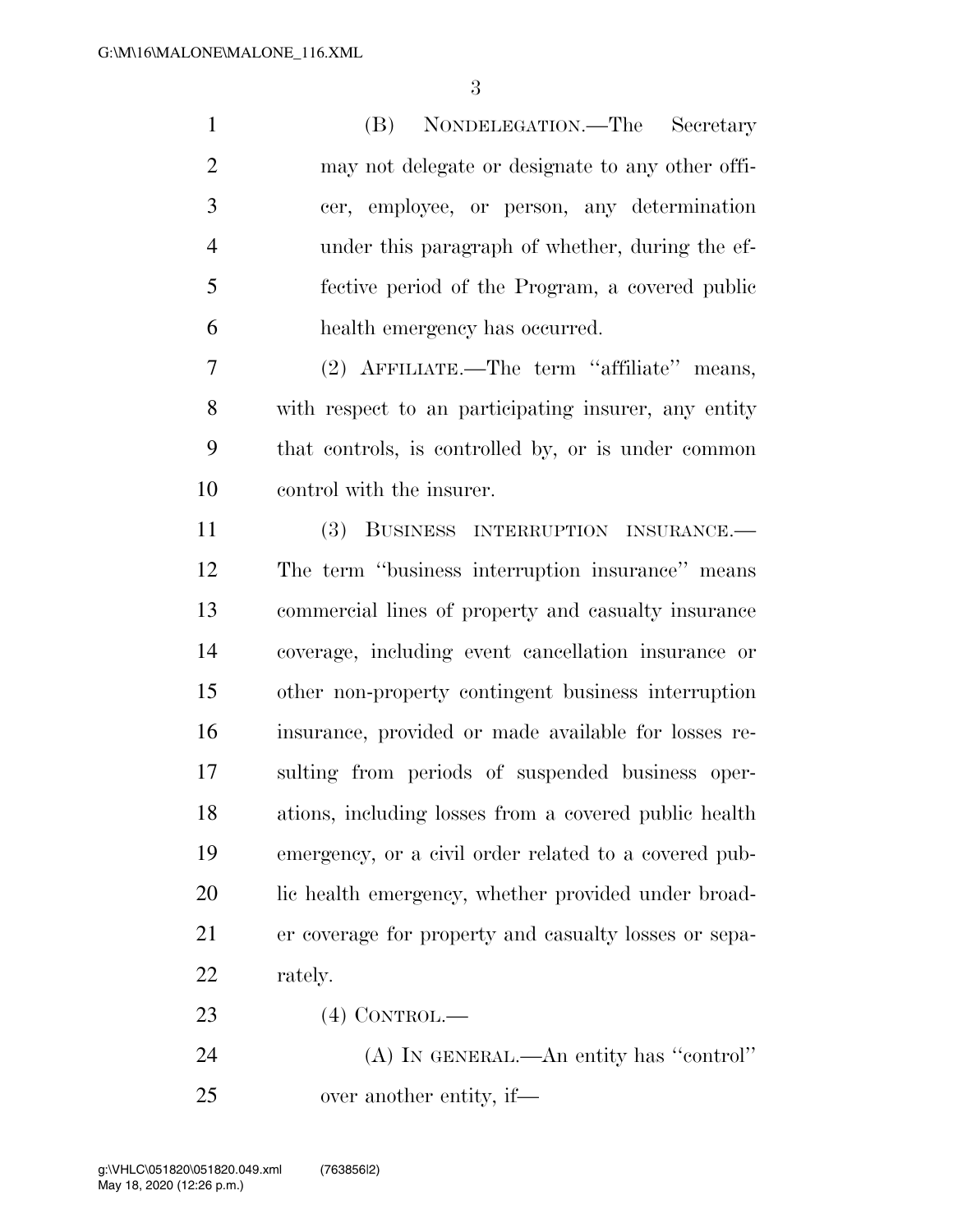(B) NONDELEGATION.—The Secretary may not delegate or designate to any other officer, employee, or person, any determination under this paragraph of whether, during the effective period of the Program, a covered public health emergency has occurred.

(2) AFFILIATE.—The term ''affiliate'' means, with respect to an participating insurer, any entity that controls, is controlled by, or is under common control with the insurer.

(3) BUSINESS INTERRUPTION INSURANCE.—The term ''business interruption insurance'' means commercial lines of property and casualty insurance coverage, including event cancellation insurance or other non-property contingent business interruption insurance, provided or made available for losses resulting from periods of suspended business operations, including losses from a covered public health emergency, or a civil order related to a covered public health emergency, whether provided under broader coverage for property and casualty losses or separately.

(4) CONTROL.—

(A) IN GENERAL.—An entity has ''control'' over another entity, if—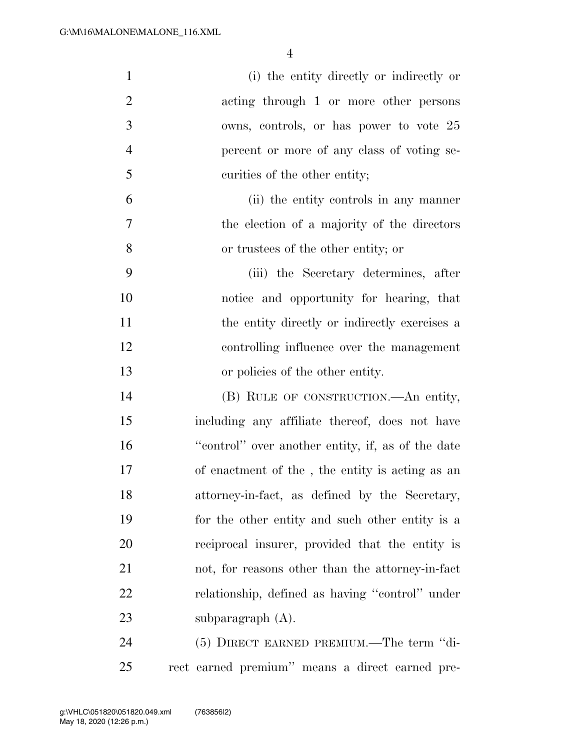(i) the entity directly or indirectly or acting through 1 or more other persons owns, controls, or has power to vote 25 percent or more of any class of voting securities of the other entity;

(ii) the entity controls in any manner the election of a majority of the directors or trustees of the other entity; or

(iii) the Secretary determines, after notice and opportunity for hearing, that the entity directly or indirectly exercises a controlling influence over the management or policies of the other entity.

(B) RULE OF CONSTRUCTION.—An entity, including any affiliate thereof, does not have "control" over another entity, if, as of the date of enactment of the , the entity is acting as an attorney-in-fact, as defined by the Secretary, for the other entity and such other entity is a reciprocal insurer, provided that the entity is not, for reasons other than the attorney-in-fact relationship, defined as having "control" under subparagraph (A).

(5) DIRECT EARNED PREMIUM.—The term "direct earned premium" means a direct earned pre-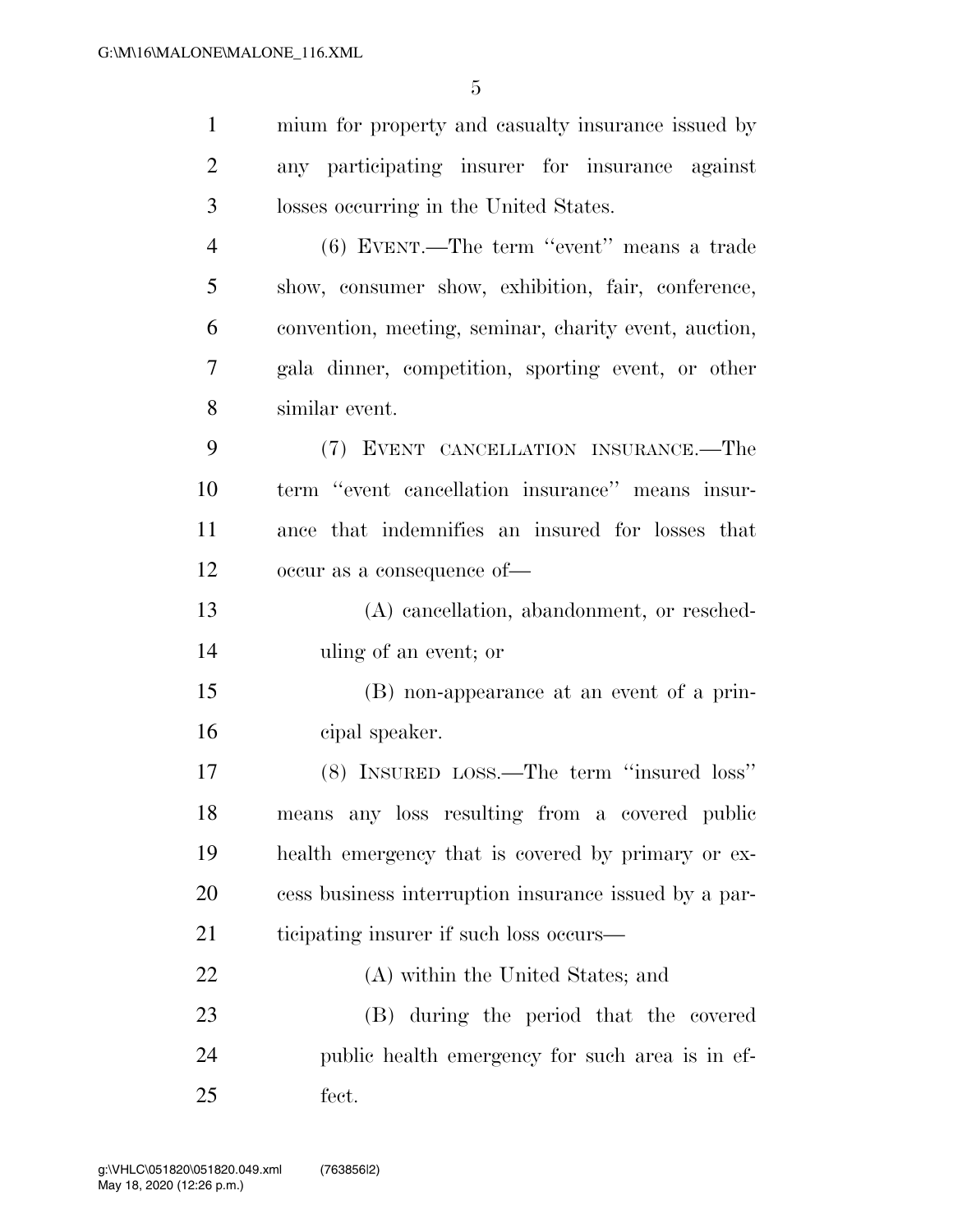mium for property and casualty insurance issued by any participating insurer for insurance against losses occurring in the United States.

(6) EVENT.—The term ''event'' means a trade show, consumer show, exhibition, fair, conference, convention, meeting, seminar, charity event, auction, gala dinner, competition, sporting event, or other similar event.

(7) EVENT CANCELLATION INSURANCE.—The term ''event cancellation insurance'' means insurance that indemnifies an insured for losses that occur as a consequence of—

(A) cancellation, abandonment, or rescheduling of an event; or

(B) non-appearance at an event of a principal speaker.

(8) INSURED LOSS.—The term ''insured loss'' means any loss resulting from a covered public health emergency that is covered by primary or excess business interruption insurance issued by a participating insurer if such loss occurs—

(A) within the United States; and

(B) during the period that the covered public health emergency for such area is in effect.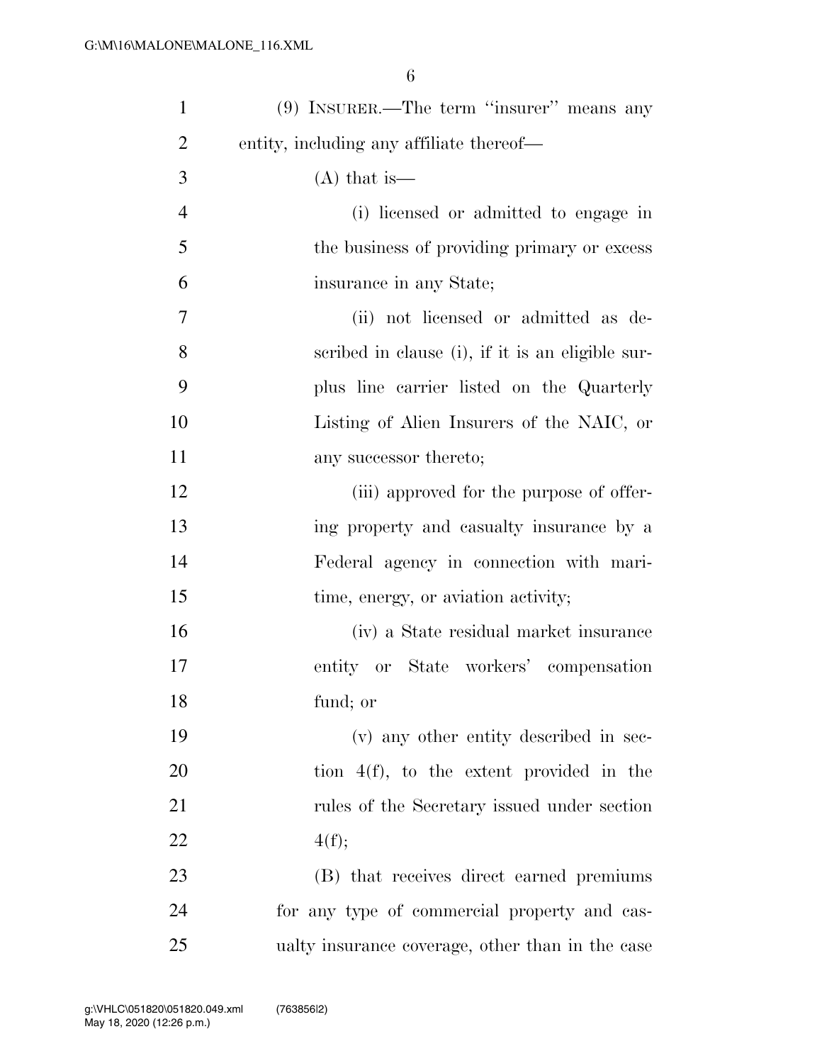(9) INSURER.—The term ''insurer'' means any entity, including any affiliate thereof—

(A) that is—

(i) licensed or admitted to engage in the business of providing primary or excess insurance in any State;

(ii) not licensed or admitted as described in clause (i), if it is an eligible surplus line carrier listed on the Quarterly Listing of Alien Insurers of the NAIC, or any successor thereto;

(iii) approved for the purpose of offering property and casualty insurance by a Federal agency in connection with maritime, energy, or aviation activity;

(iv) a State residual market insurance entity or State workers' compensation fund; or

(v) any other entity described in section 4(f), to the extent provided in the rules of the Secretary issued under section 4(f);

(B) that receives direct earned premiums for any type of commercial property and casualty insurance coverage, other than in the case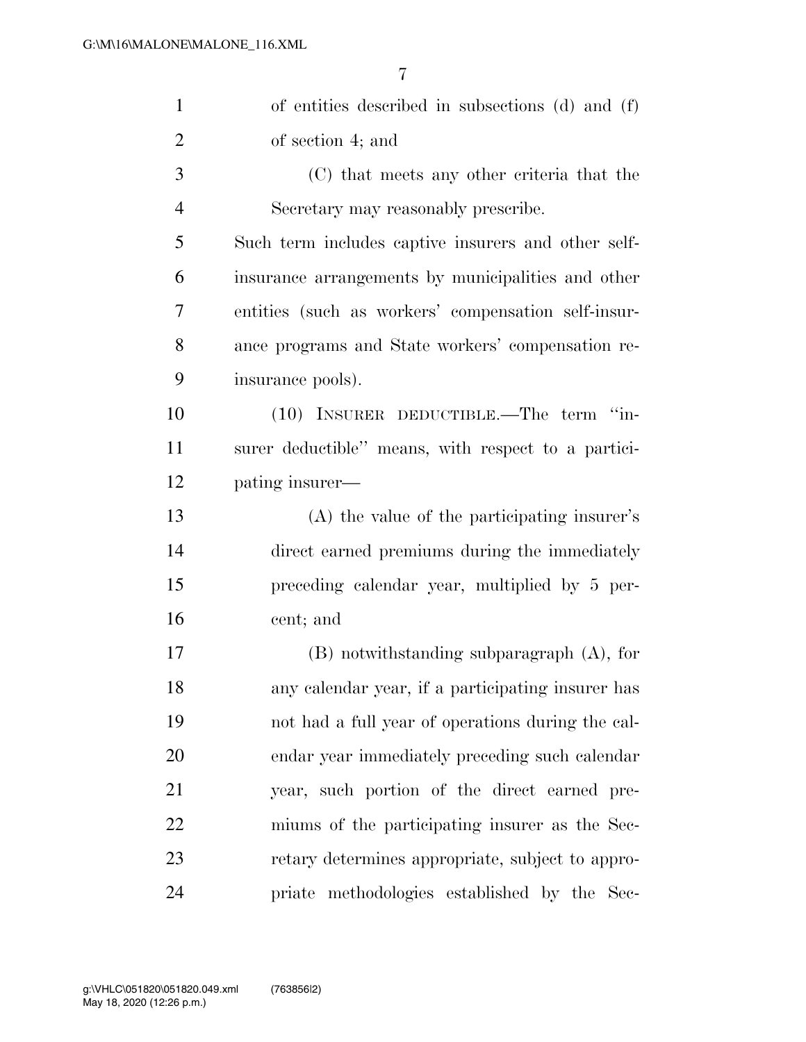of entities described in subsections (d) and (f) of section 4; and

(C) that meets any other criteria that the Secretary may reasonably prescribe.

Such term includes captive insurers and other self-insurance arrangements by municipalities and other entities (such as workers' compensation self-insurance programs and State workers' compensation reinsurance pools).

(10) INSURER DEDUCTIBLE.—The term "insurer deductible" means, with respect to a participating insurer—

(A) the value of the participating insurer's direct earned premiums during the immediately preceding calendar year, multiplied by 5 percent; and

(B) notwithstanding subparagraph (A), for any calendar year, if a participating insurer has not had a full year of operations during the calendar year immediately preceding such calendar year, such portion of the direct earned premiums of the participating insurer as the Secretary determines appropriate, subject to appropriate methodologies established by the Sec-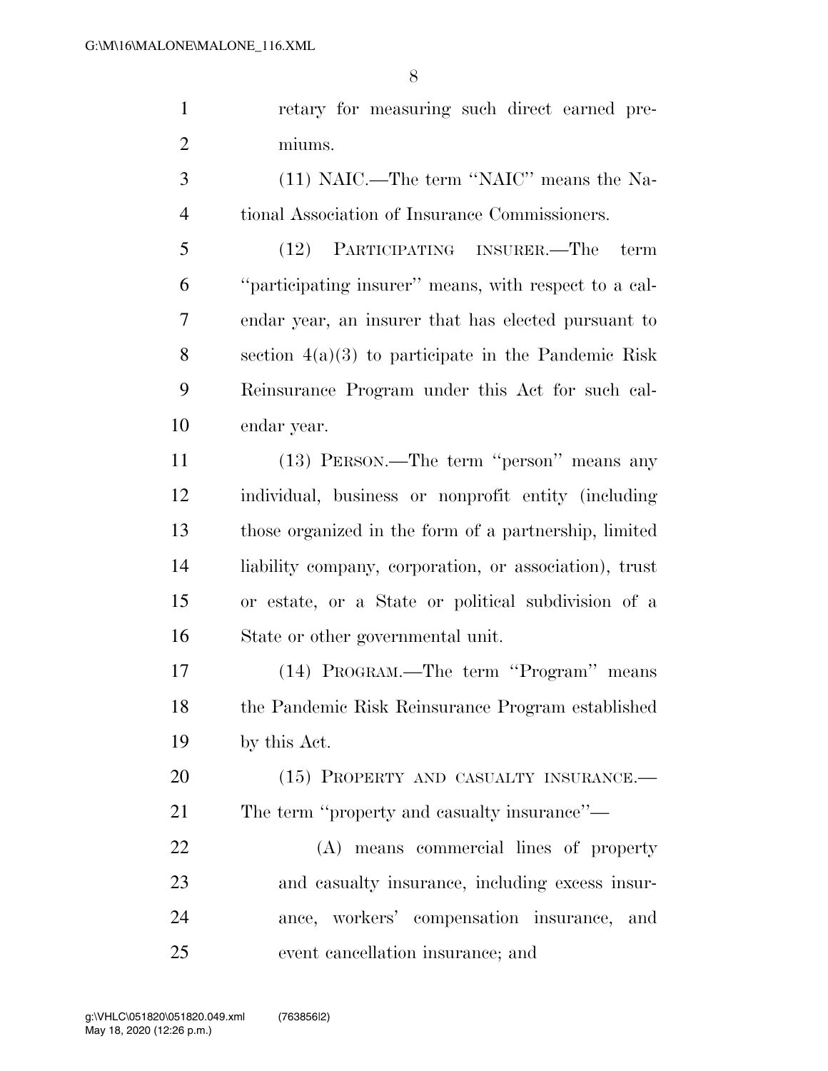retary for measuring such direct earned premiums.

(11) NAIC.—The term ''NAIC'' means the National Association of Insurance Commissioners.

(12) PARTICIPATING INSURER.—The term ''participating insurer'' means, with respect to a calendar year, an insurer that has elected pursuant to section 4(a)(3) to participate in the Pandemic Risk Reinsurance Program under this Act for such calendar year.

(13) PERSON.—The term ''person'' means any individual, business or nonprofit entity (including those organized in the form of a partnership, limited liability company, corporation, or association), trust or estate, or a State or political subdivision of a State or other governmental unit.

(14) PROGRAM.—The term ''Program'' means the Pandemic Risk Reinsurance Program established by this Act.

(15) PROPERTY AND CASUALTY INSURANCE.—The term ''property and casualty insurance''—

(A) means commercial lines of property and casualty insurance, including excess insurance, workers' compensation insurance, and event cancellation insurance; and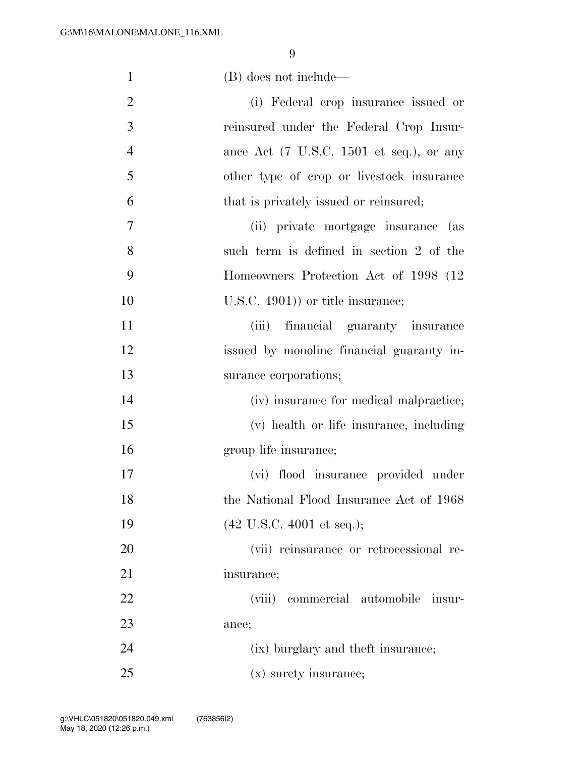(B) does not include—

(i) Federal crop insurance issued or reinsured under the Federal Crop Insurance Act (7 U.S.C. 1501 et seq.), or any other type of crop or livestock insurance that is privately issued or reinsured;

(ii) private mortgage insurance (as such term is defined in section 2 of the Homeowners Protection Act of 1998 (12 U.S.C. 4901)) or title insurance;

(iii) financial guaranty insurance issued by monoline financial guaranty insurance corporations;

(iv) insurance for medical malpractice;

(v) health or life insurance, including group life insurance;

(vi) flood insurance provided under the National Flood Insurance Act of 1968 (42 U.S.C. 4001 et seq.);

(vii) reinsurance or retrocessional reinsurance;

(viii) commercial automobile insurance;

(ix) burglary and theft insurance;

(x) surety insurance;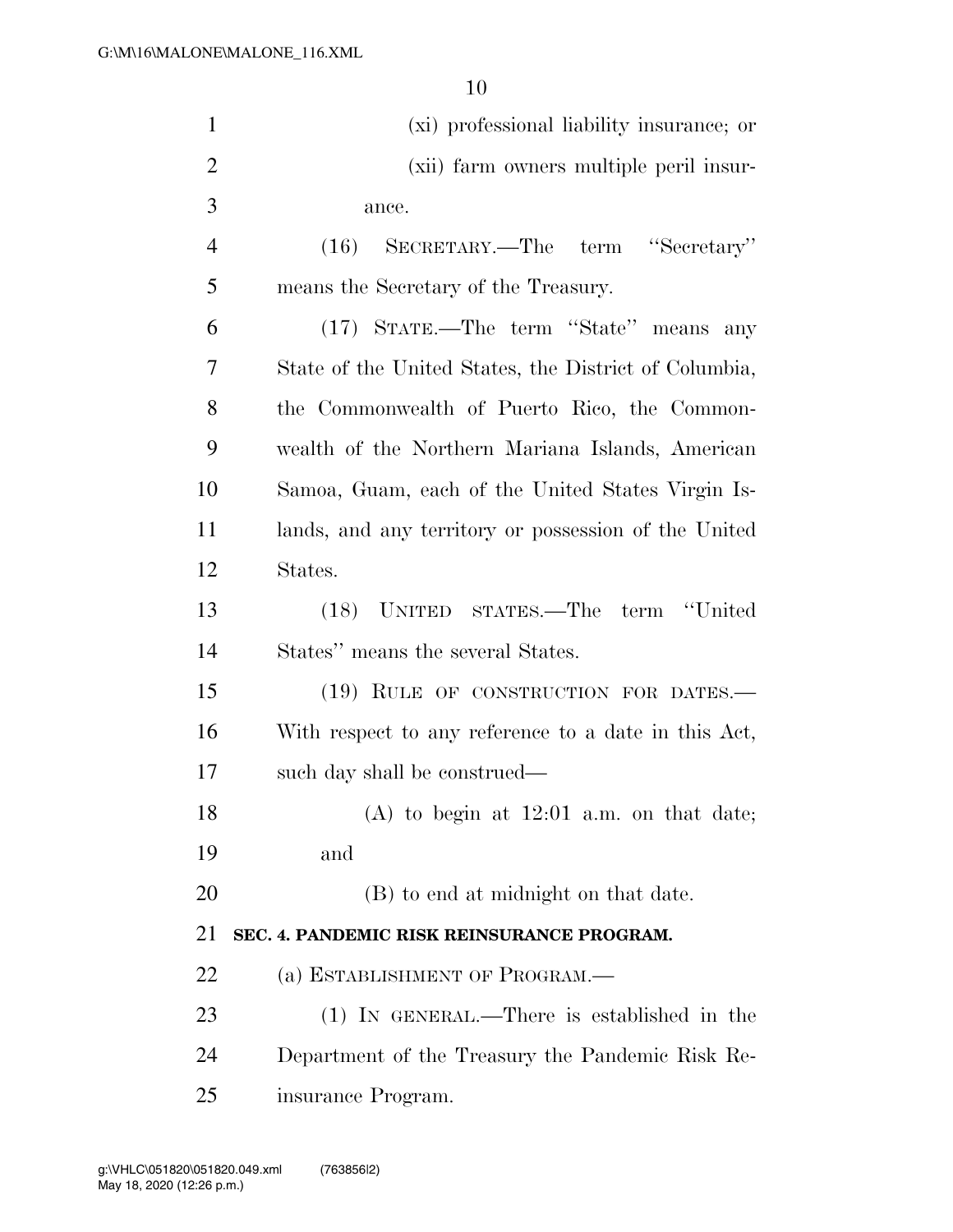(xi) professional liability insurance; or

(xii) farm owners multiple peril insurance.

(16) SECRETARY.—The term "Secretary" means the Secretary of the Treasury.

(17) STATE.—The term "State" means any State of the United States, the District of Columbia, the Commonwealth of Puerto Rico, the Commonwealth of the Northern Mariana Islands, American Samoa, Guam, each of the United States Virgin Islands, and any territory or possession of the United States.

(18) UNITED STATES.—The term "United States" means the several States.

(19) RULE OF CONSTRUCTION FOR DATES.—With respect to any reference to a date in this Act, such day shall be construed—

(A) to begin at 12:01 a.m. on that date; and

(B) to end at midnight on that date.

**SEC. 4. PANDEMIC RISK REINSURANCE PROGRAM.**

(a) ESTABLISHMENT OF PROGRAM.—

(1) IN GENERAL.—There is established in the Department of the Treasury the Pandemic Risk Reinsurance Program.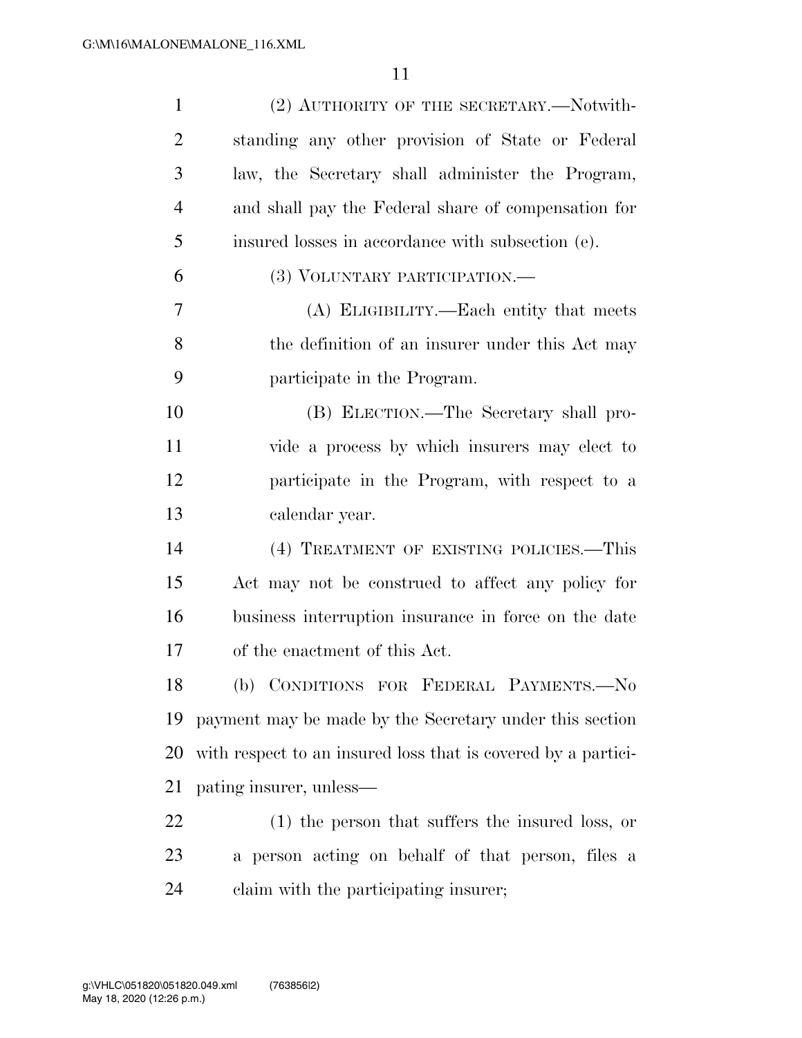(2) AUTHORITY OF THE SECRETARY.—Notwithstanding any other provision of State or Federal law, the Secretary shall administer the Program, and shall pay the Federal share of compensation for insured losses in accordance with subsection (e).

(3) VOLUNTARY PARTICIPATION.—

(A) ELIGIBILITY.—Each entity that meets the definition of an insurer under this Act may participate in the Program.

(B) ELECTION.—The Secretary shall provide a process by which insurers may elect to participate in the Program, with respect to a calendar year.

(4) TREATMENT OF EXISTING POLICIES.—This Act may not be construed to affect any policy for business interruption insurance in force on the date of the enactment of this Act.

(b) CONDITIONS FOR FEDERAL PAYMENTS.—No payment may be made by the Secretary under this section with respect to an insured loss that is covered by a participating insurer, unless—

(1) the person that suffers the insured loss, or a person acting on behalf of that person, files a claim with the participating insurer;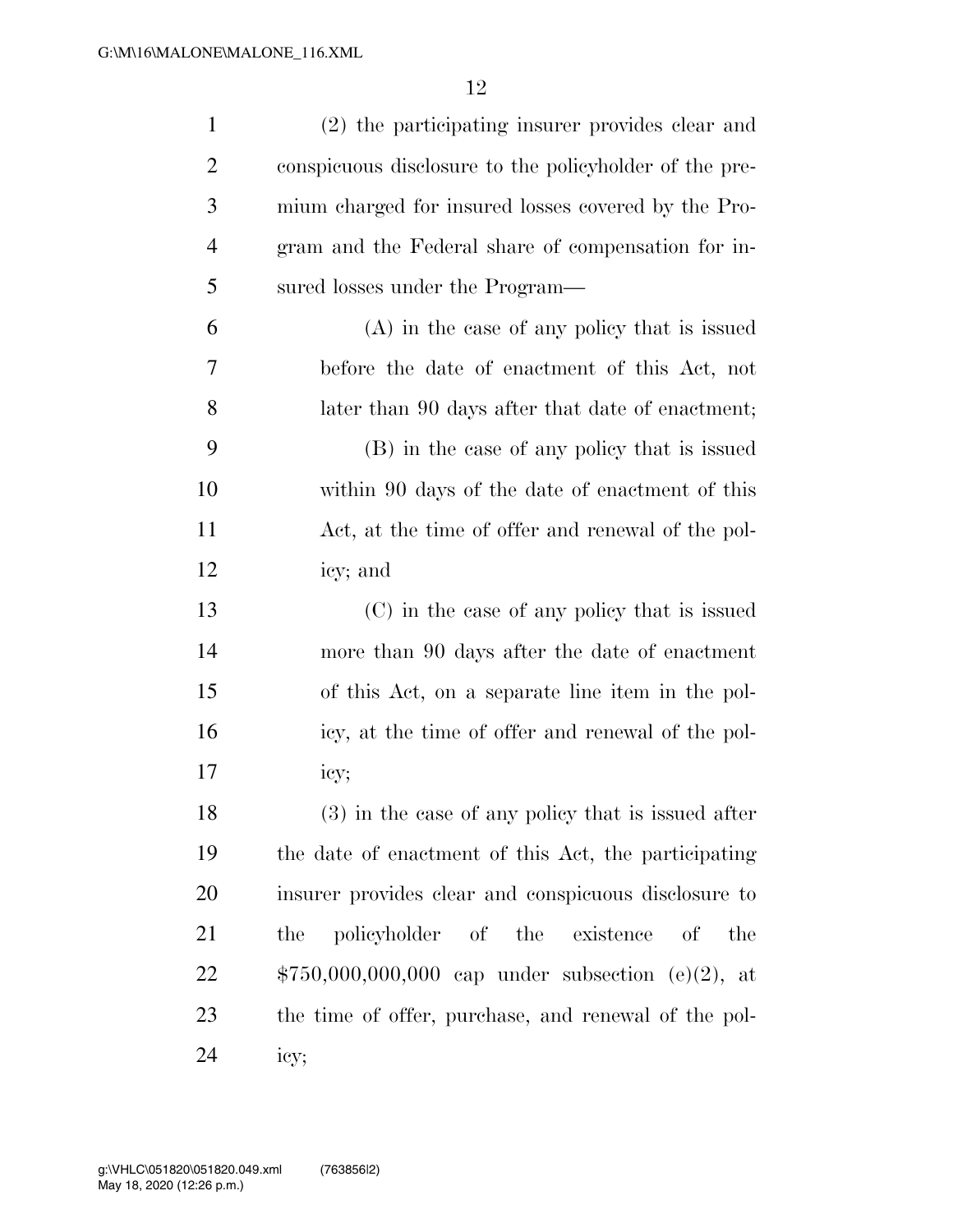(2) the participating insurer provides clear and conspicuous disclosure to the policyholder of the premium charged for insured losses covered by the Program and the Federal share of compensation for insured losses under the Program—

(A) in the case of any policy that is issued before the date of enactment of this Act, not later than 90 days after that date of enactment;

(B) in the case of any policy that is issued within 90 days of the date of enactment of this Act, at the time of offer and renewal of the policy; and

(C) in the case of any policy that is issued more than 90 days after the date of enactment of this Act, on a separate line item in the policy, at the time of offer and renewal of the policy;

(3) in the case of any policy that is issued after the date of enactment of this Act, the participating insurer provides clear and conspicuous disclosure to the policyholder of the existence of the $750,000,000,000 cap under subsection (e)(2), at the time of offer, purchase, and renewal of the policy;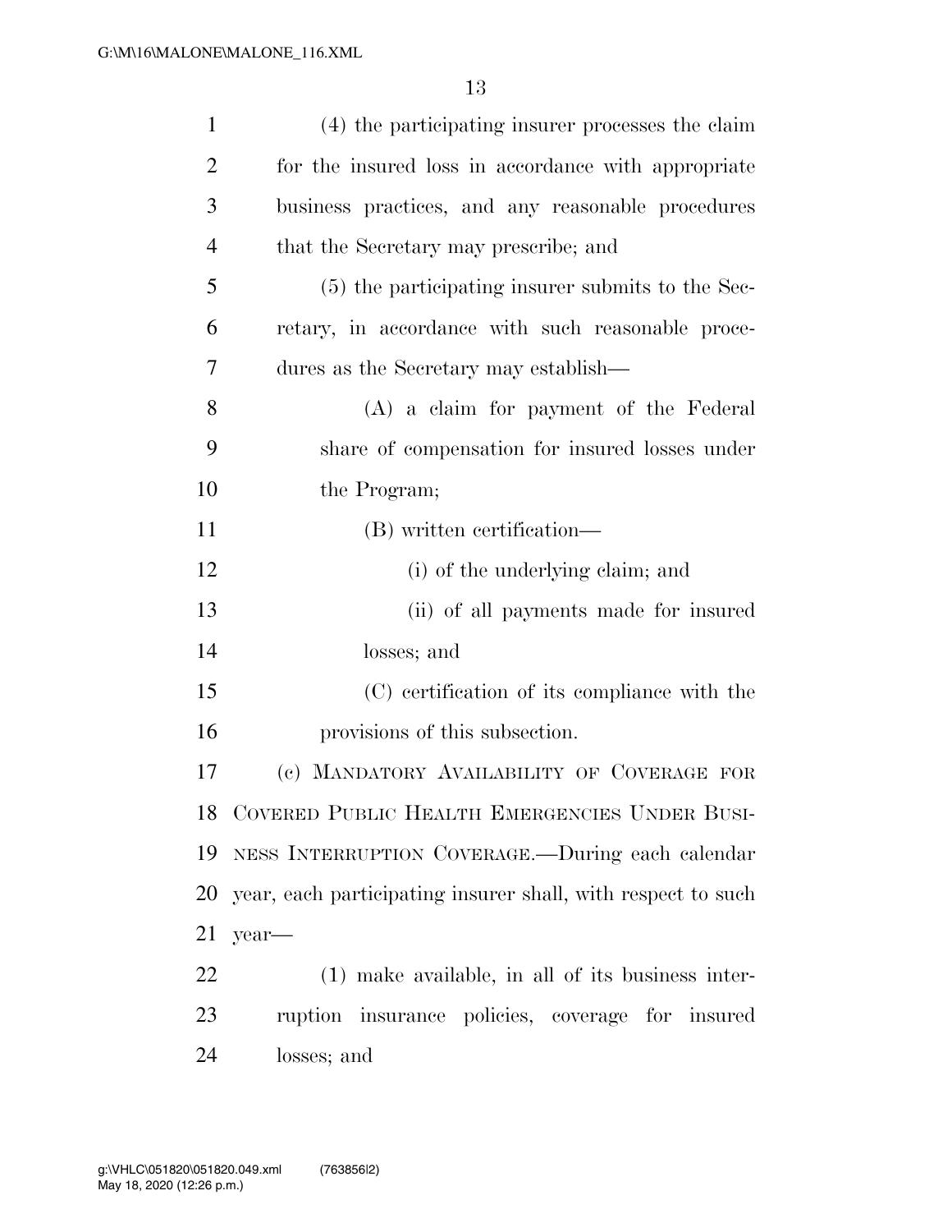(4) the participating insurer processes the claim for the insured loss in accordance with appropriate business practices, and any reasonable procedures that the Secretary may prescribe; and

(5) the participating insurer submits to the Secretary, in accordance with such reasonable procedures as the Secretary may establish—

(A) a claim for payment of the Federal share of compensation for insured losses under the Program;

(B) written certification—

(i) of the underlying claim; and

(ii) of all payments made for insured losses; and

(C) certification of its compliance with the provisions of this subsection.

(c) MANDATORY AVAILABILITY OF COVERAGE FOR COVERED PUBLIC HEALTH EMERGENCIES UNDER BUSINESS INTERRUPTION COVERAGE.—During each calendar year, each participating insurer shall, with respect to such year—

(1) make available, in all of its business interruption insurance policies, coverage for insured losses; and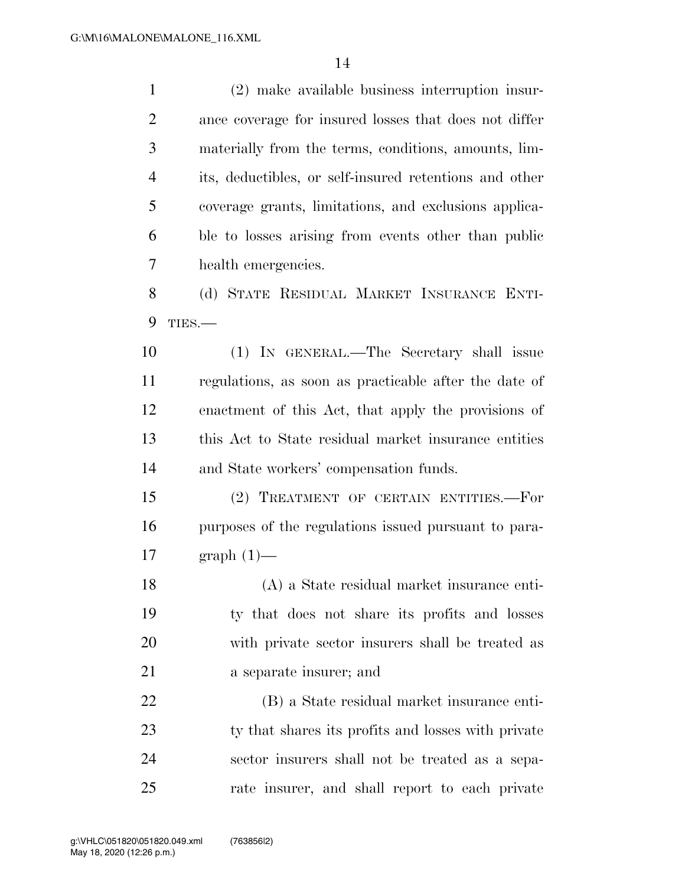(2) make available business interruption insurance coverage for insured losses that does not differ materially from the terms, conditions, amounts, limits, deductibles, or self-insured retentions and other coverage grants, limitations, and exclusions applicable to losses arising from events other than public health emergencies.

(d) STATE RESIDUAL MARKET INSURANCE ENTITIES.—

(1) IN GENERAL.—The Secretary shall issue regulations, as soon as practicable after the date of enactment of this Act, that apply the provisions of this Act to State residual market insurance entities and State workers' compensation funds.

(2) TREATMENT OF CERTAIN ENTITIES.—For purposes of the regulations issued pursuant to paragraph (1)—

(A) a State residual market insurance entity that does not share its profits and losses with private sector insurers shall be treated as a separate insurer; and

(B) a State residual market insurance entity that shares its profits and losses with private sector insurers shall not be treated as a separate insurer, and shall report to each private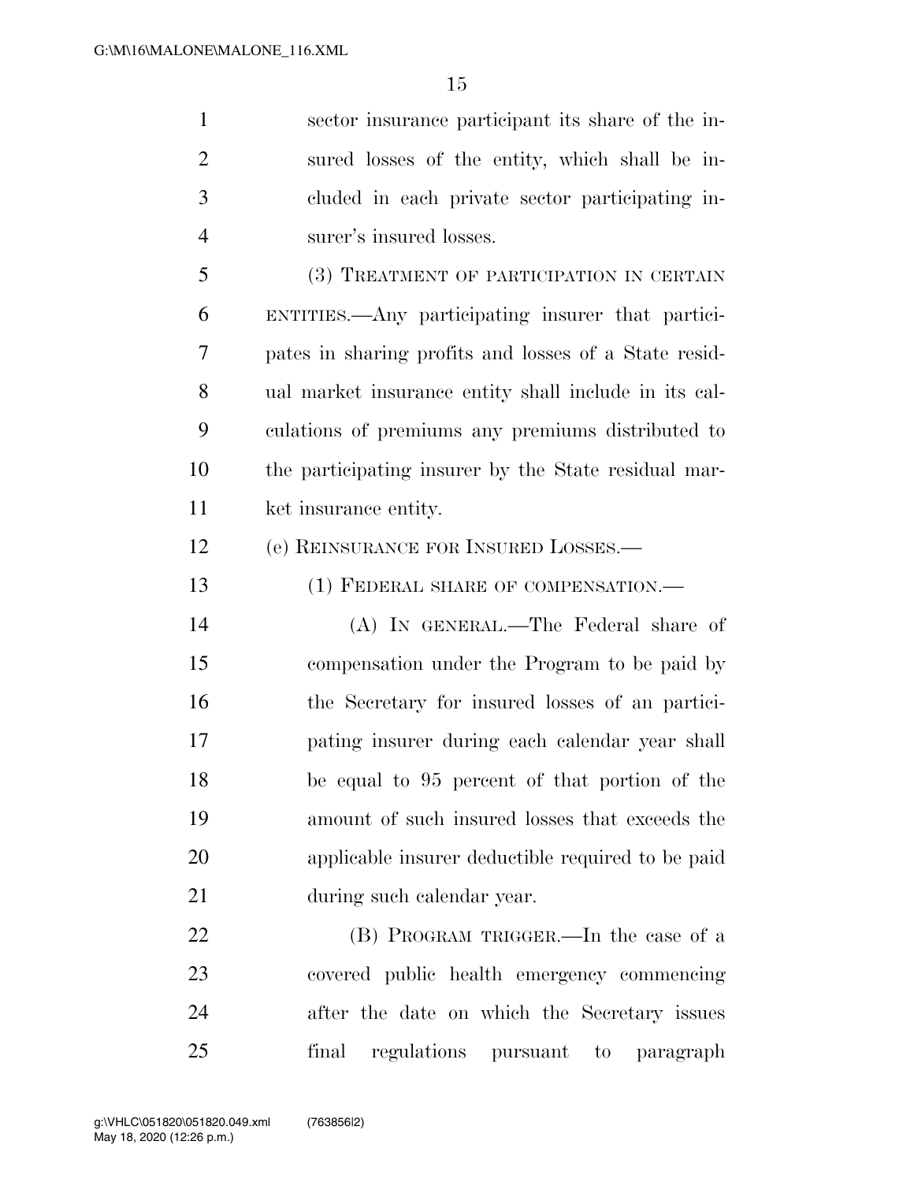sector insurance participant its share of the insured losses of the entity, which shall be included in each private sector participating insurer's insured losses.

(3) TREATMENT OF PARTICIPATION IN CERTAIN ENTITIES.—Any participating insurer that participates in sharing profits and losses of a State residual market insurance entity shall include in its calculations of premiums any premiums distributed to the participating insurer by the State residual market insurance entity.

(e) REINSURANCE FOR INSURED LOSSES.—

(1) FEDERAL SHARE OF COMPENSATION.—

(A) IN GENERAL.—The Federal share of compensation under the Program to be paid by the Secretary for insured losses of an participating insurer during each calendar year shall be equal to 95 percent of that portion of the amount of such insured losses that exceeds the applicable insurer deductible required to be paid during such calendar year.

(B) PROGRAM TRIGGER.—In the case of a covered public health emergency commencing after the date on which the Secretary issues final regulations pursuant to paragraph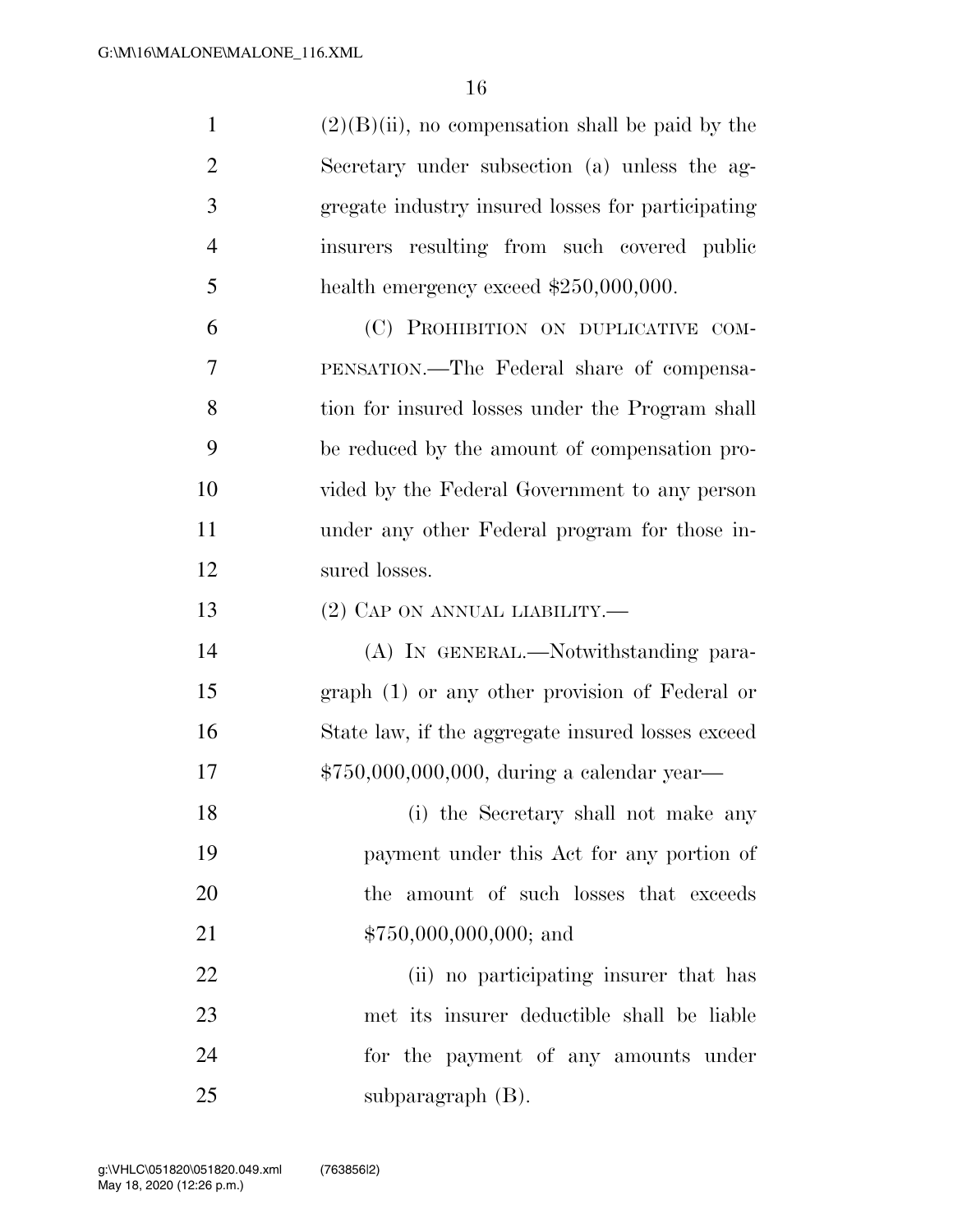(2)(B)(ii), no compensation shall be paid by the Secretary under subsection (a) unless the aggregate industry insured losses for participating insurers resulting from such covered public health emergency exceed $250,000,000.

(C) PROHIBITION ON DUPLICATIVE COMPENSATION.—The Federal share of compensation for insured losses under the Program shall be reduced by the amount of compensation provided by the Federal Government to any person under any other Federal program for those insured losses.

(2) CAP ON ANNUAL LIABILITY.—

(A) IN GENERAL.—Notwithstanding paragraph (1) or any other provision of Federal or State law, if the aggregate insured losses exceed $750,000,000,000, during a calendar year—

(i) the Secretary shall not make any payment under this Act for any portion of the amount of such losses that exceeds $750,000,000,000; and

(ii) no participating insurer that has met its insurer deductible shall be liable for the payment of any amounts under subparagraph (B).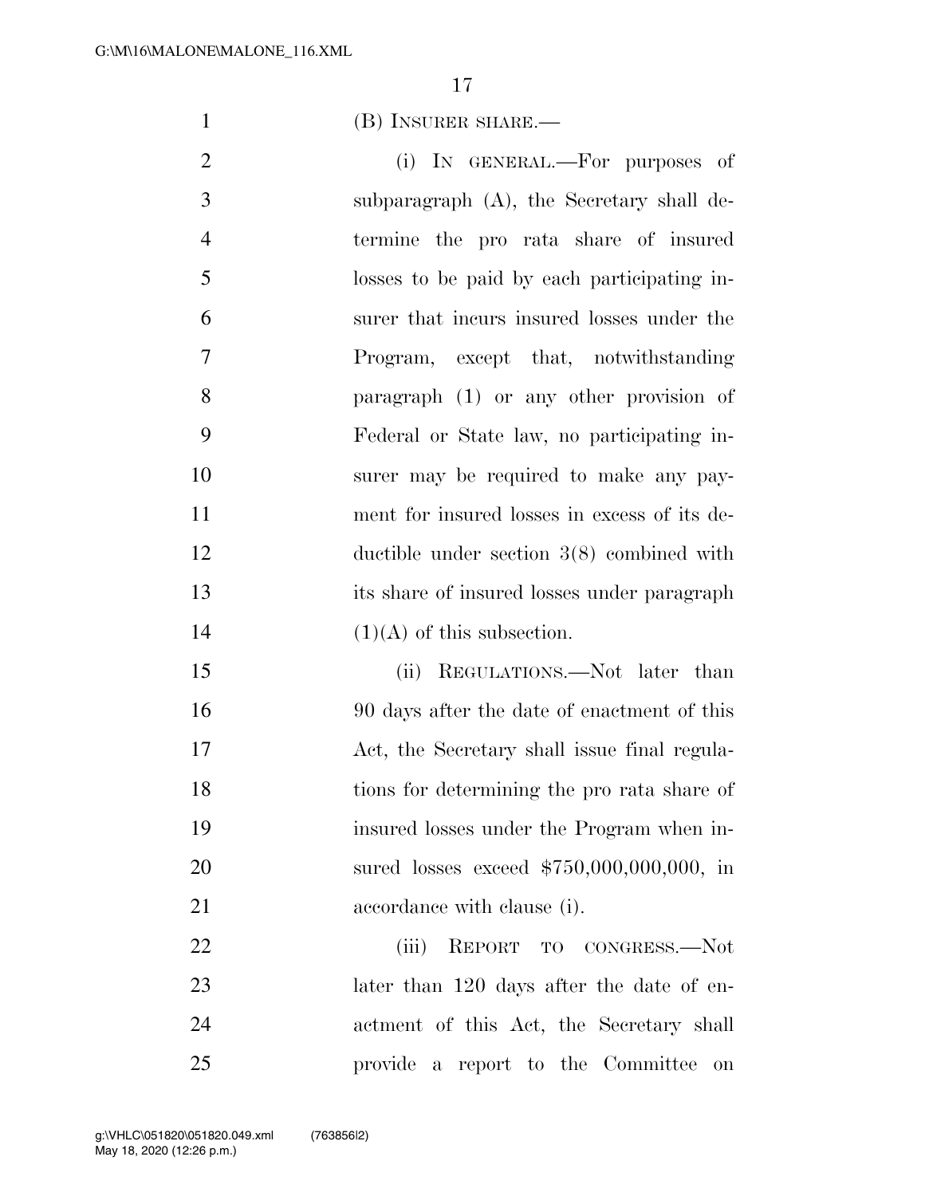(B) INSURER SHARE.—

(i) IN GENERAL.—For purposes of subparagraph (A), the Secretary shall determine the pro rata share of insured losses to be paid by each participating insurer that incurs insured losses under the Program, except that, notwithstanding paragraph (1) or any other provision of Federal or State law, no participating insurer may be required to make any payment for insured losses in excess of its deductible under section 3(8) combined with its share of insured losses under paragraph (1)(A) of this subsection.

(ii) REGULATIONS.—Not later than 90 days after the date of enactment of this Act, the Secretary shall issue final regulations for determining the pro rata share of insured losses under the Program when insured losses exceed $750,000,000,000, in accordance with clause (i).

(iii) REPORT TO CONGRESS.—Not later than 120 days after the date of enactment of this Act, the Secretary shall provide a report to the Committee on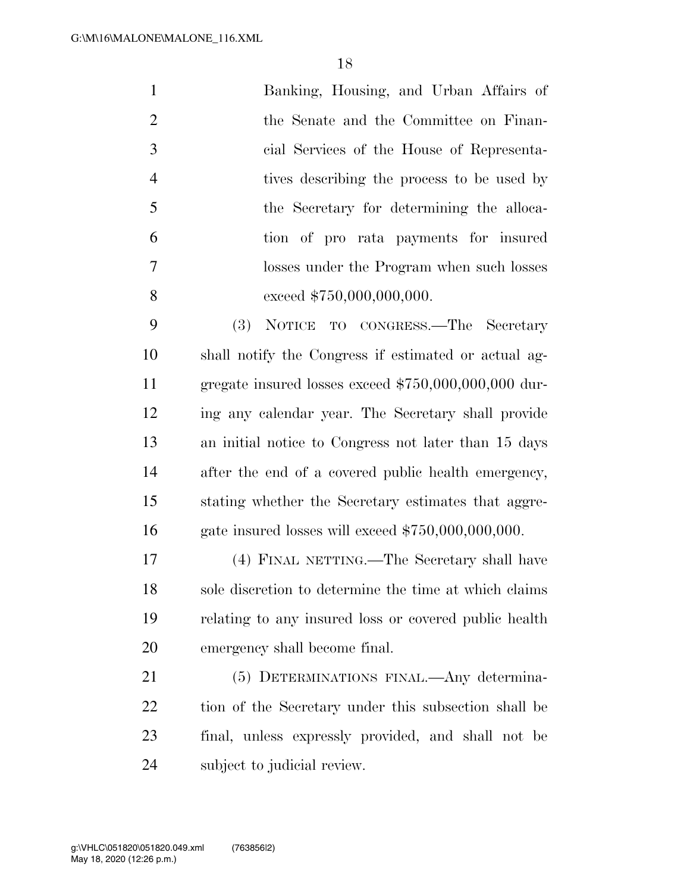Banking, Housing, and Urban Affairs of the Senate and the Committee on Financial Services of the House of Representatives describing the process to be used by the Secretary for determining the allocation of pro rata payments for insured losses under the Program when such losses exceed $750,000,000,000.

(3) NOTICE TO CONGRESS.—The Secretary shall notify the Congress if estimated or actual aggregate insured losses exceed $750,000,000,000 during any calendar year. The Secretary shall provide an initial notice to Congress not later than 15 days after the end of a covered public health emergency, stating whether the Secretary estimates that aggregate insured losses will exceed $750,000,000,000.

(4) FINAL NETTING.—The Secretary shall have sole discretion to determine the time at which claims relating to any insured loss or covered public health emergency shall become final.

(5) DETERMINATIONS FINAL.—Any determination of the Secretary under this subsection shall be final, unless expressly provided, and shall not be subject to judicial review.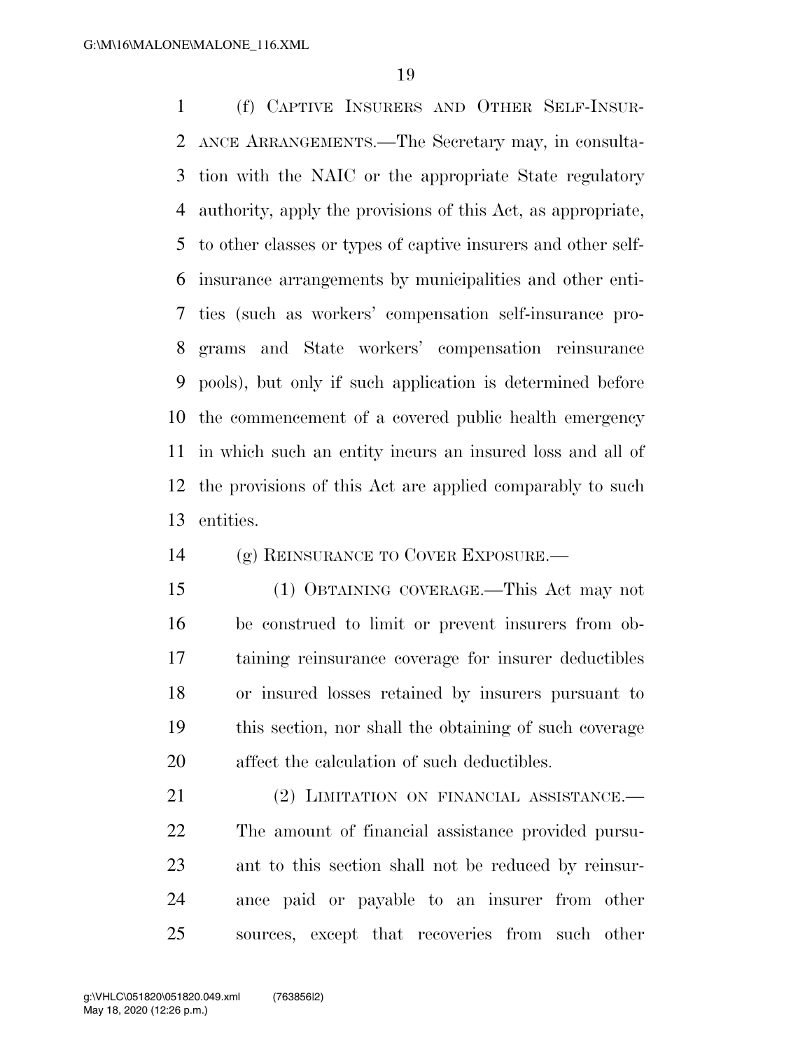(f) CAPTIVE INSURERS AND OTHER SELF-INSURANCE ARRANGEMENTS.—The Secretary may, in consultation with the NAIC or the appropriate State regulatory authority, apply the provisions of this Act, as appropriate, to other classes or types of captive insurers and other self-insurance arrangements by municipalities and other entities (such as workers' compensation self-insurance programs and State workers' compensation reinsurance pools), but only if such application is determined before the commencement of a covered public health emergency in which such an entity incurs an insured loss and all of the provisions of this Act are applied comparably to such entities.

(g) REINSURANCE TO COVER EXPOSURE.—

(1) OBTAINING COVERAGE.—This Act may not be construed to limit or prevent insurers from obtaining reinsurance coverage for insurer deductibles or insured losses retained by insurers pursuant to this section, nor shall the obtaining of such coverage affect the calculation of such deductibles.

(2) LIMITATION ON FINANCIAL ASSISTANCE.—The amount of financial assistance provided pursuant to this section shall not be reduced by reinsurance paid or payable to an insurer from other sources, except that recoveries from such other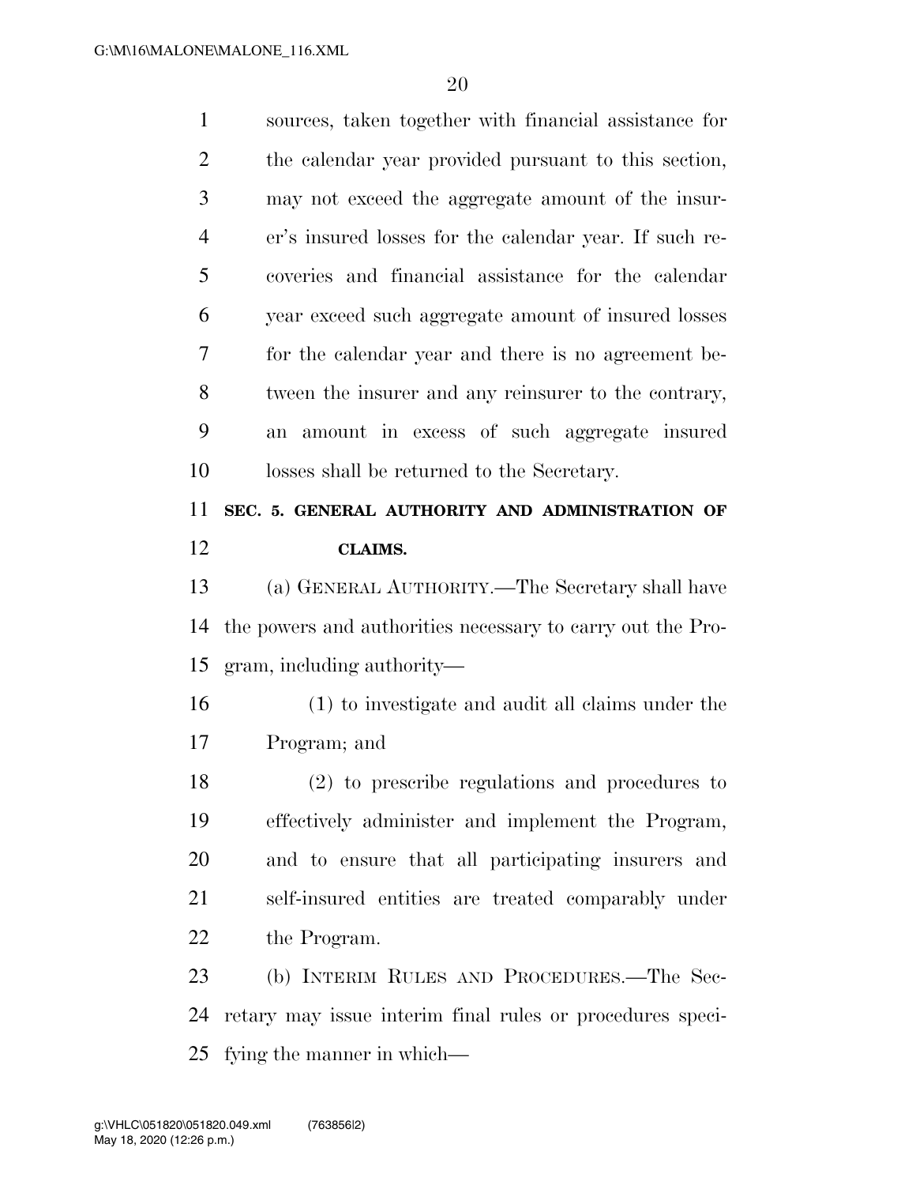sources, taken together with financial assistance for the calendar year provided pursuant to this section, may not exceed the aggregate amount of the insurer's insured losses for the calendar year. If such recoveries and financial assistance for the calendar year exceed such aggregate amount of insured losses for the calendar year and there is no agreement between the insurer and any reinsurer to the contrary, an amount in excess of such aggregate insured losses shall be returned to the Secretary.

## SEC. 5. GENERAL AUTHORITY AND ADMINISTRATION OF CLAIMS.

(a) GENERAL AUTHORITY.—The Secretary shall have the powers and authorities necessary to carry out the Program, including authority—

(1) to investigate and audit all claims under the Program; and

(2) to prescribe regulations and procedures to effectively administer and implement the Program, and to ensure that all participating insurers and self-insured entities are treated comparably under the Program.

(b) INTERIM RULES AND PROCEDURES.—The Secretary may issue interim final rules or procedures specifying the manner in which—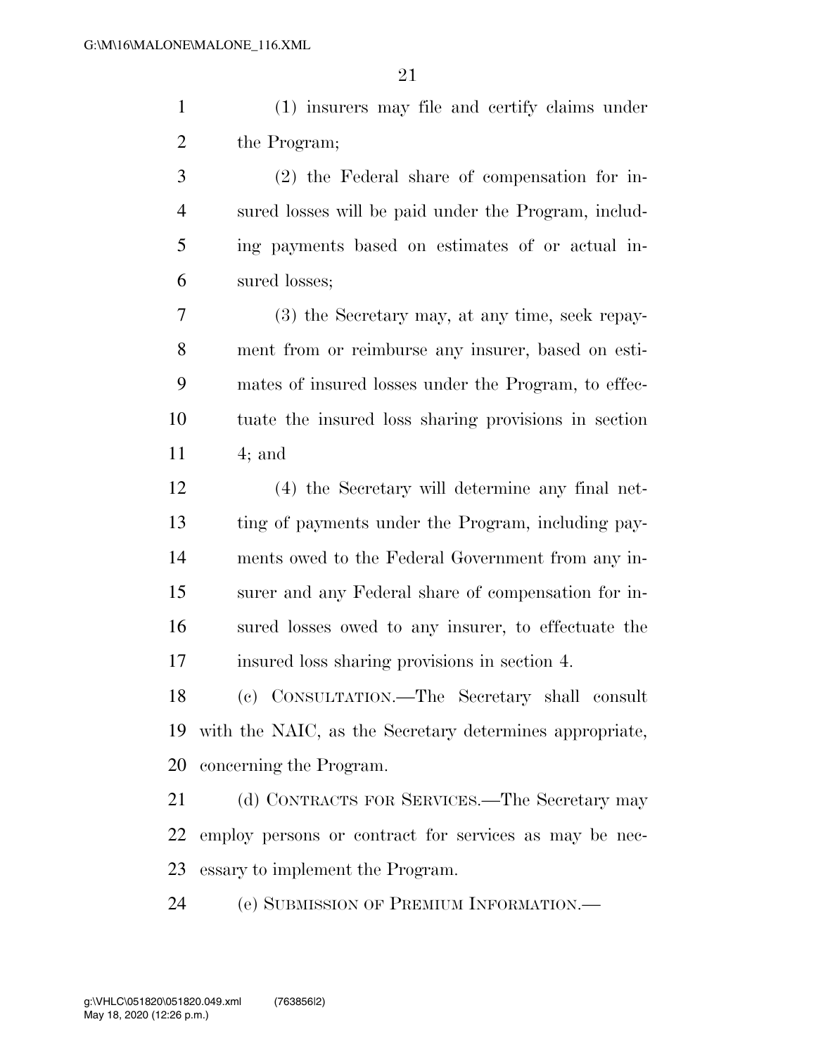(1) insurers may file and certify claims under the Program;

(2) the Federal share of compensation for insured losses will be paid under the Program, including payments based on estimates of or actual insured losses;

(3) the Secretary may, at any time, seek repayment from or reimburse any insurer, based on estimates of insured losses under the Program, to effectuate the insured loss sharing provisions in section 4; and

(4) the Secretary will determine any final netting of payments under the Program, including payments owed to the Federal Government from any insurer and any Federal share of compensation for insured losses owed to any insurer, to effectuate the insured loss sharing provisions in section 4.

(c) CONSULTATION.—The Secretary shall consult with the NAIC, as the Secretary determines appropriate, concerning the Program.

(d) CONTRACTS FOR SERVICES.—The Secretary may employ persons or contract for services as may be necessary to implement the Program.

(e) SUBMISSION OF PREMIUM INFORMATION.—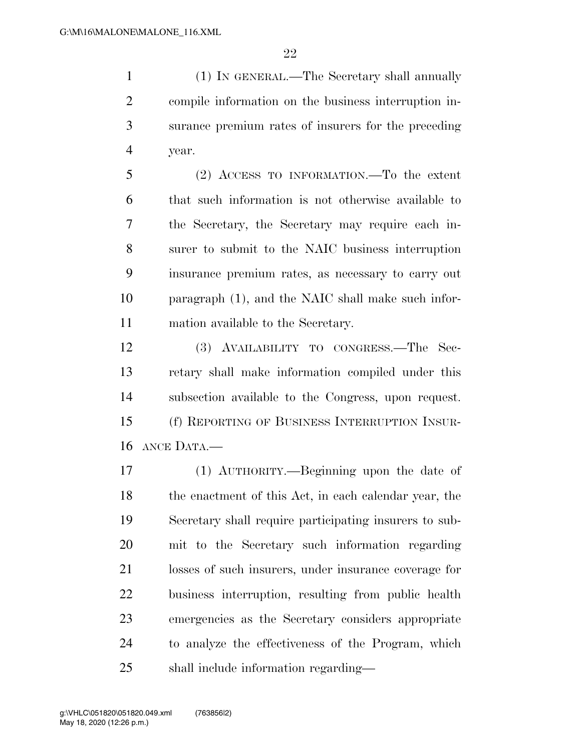(1) IN GENERAL.—The Secretary shall annually compile information on the business interruption insurance premium rates of insurers for the preceding year.

(2) ACCESS TO INFORMATION.—To the extent that such information is not otherwise available to the Secretary, the Secretary may require each insurer to submit to the NAIC business interruption insurance premium rates, as necessary to carry out paragraph (1), and the NAIC shall make such information available to the Secretary.

(3) AVAILABILITY TO CONGRESS.—The Secretary shall make information compiled under this subsection available to the Congress, upon request.

(f) REPORTING OF BUSINESS INTERRUPTION INSURANCE DATA.—

(1) AUTHORITY.—Beginning upon the date of the enactment of this Act, in each calendar year, the Secretary shall require participating insurers to submit to the Secretary such information regarding losses of such insurers, under insurance coverage for business interruption, resulting from public health emergencies as the Secretary considers appropriate to analyze the effectiveness of the Program, which shall include information regarding—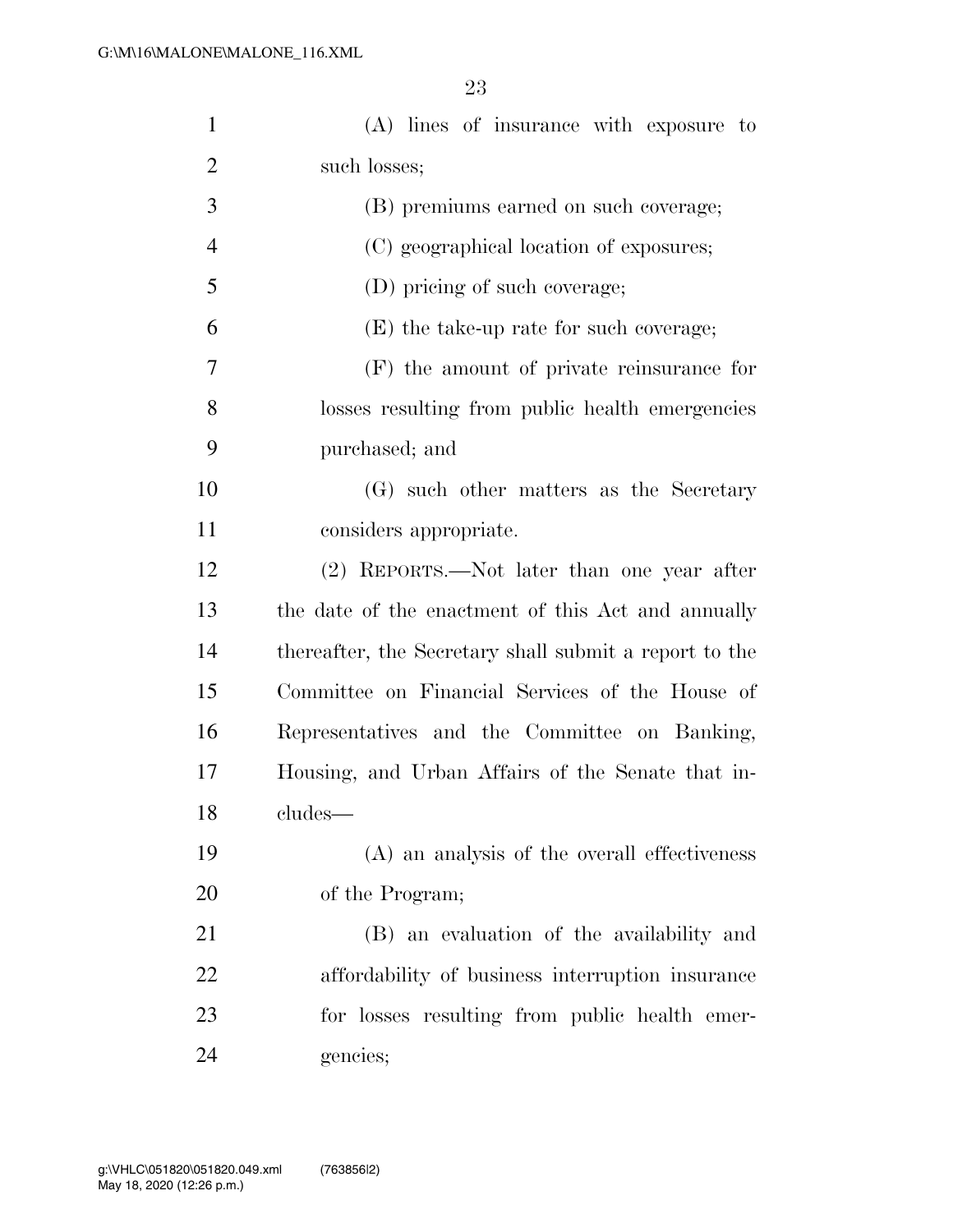(A) lines of insurance with exposure to such losses;

(B) premiums earned on such coverage;

(C) geographical location of exposures;

(D) pricing of such coverage;

(E) the take-up rate for such coverage;

(F) the amount of private reinsurance for losses resulting from public health emergencies purchased; and

(G) such other matters as the Secretary considers appropriate.

(2) REPORTS.—Not later than one year after the date of the enactment of this Act and annually thereafter, the Secretary shall submit a report to the Committee on Financial Services of the House of Representatives and the Committee on Banking, Housing, and Urban Affairs of the Senate that includes—

(A) an analysis of the overall effectiveness of the Program;

(B) an evaluation of the availability and affordability of business interruption insurance for losses resulting from public health emergencies;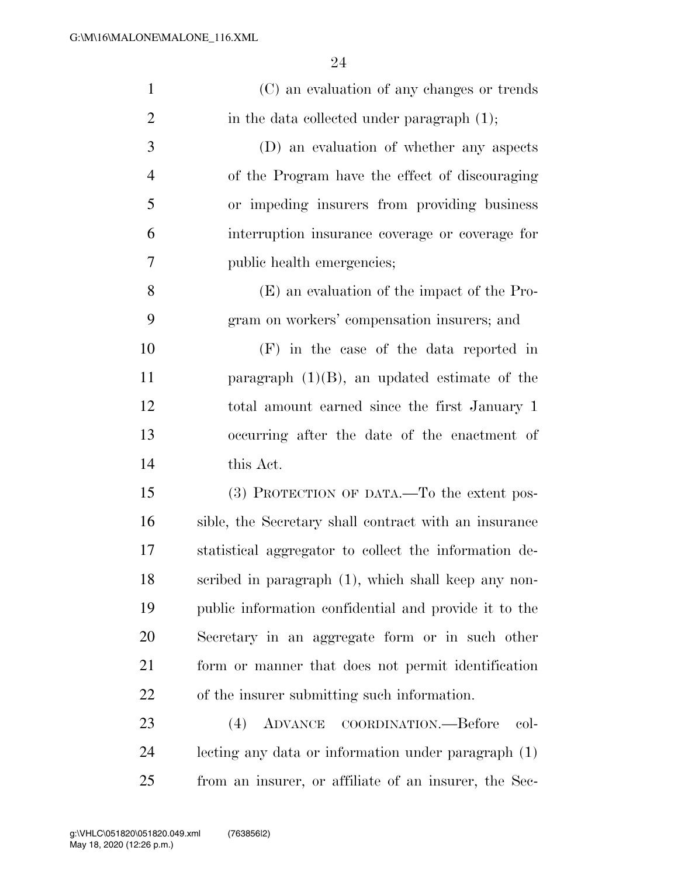(C) an evaluation of any changes or trends in the data collected under paragraph (1);

(D) an evaluation of whether any aspects of the Program have the effect of discouraging or impeding insurers from providing business interruption insurance coverage or coverage for public health emergencies;

(E) an evaluation of the impact of the Program on workers' compensation insurers; and

(F) in the case of the data reported in paragraph (1)(B), an updated estimate of the total amount earned since the first January 1 occurring after the date of the enactment of this Act.

(3) PROTECTION OF DATA.—To the extent possible, the Secretary shall contract with an insurance statistical aggregator to collect the information described in paragraph (1), which shall keep any nonpublic information confidential and provide it to the Secretary in an aggregate form or in such other form or manner that does not permit identification of the insurer submitting such information.

(4) ADVANCE COORDINATION.—Before collecting any data or information under paragraph (1) from an insurer, or affiliate of an insurer, the Sec-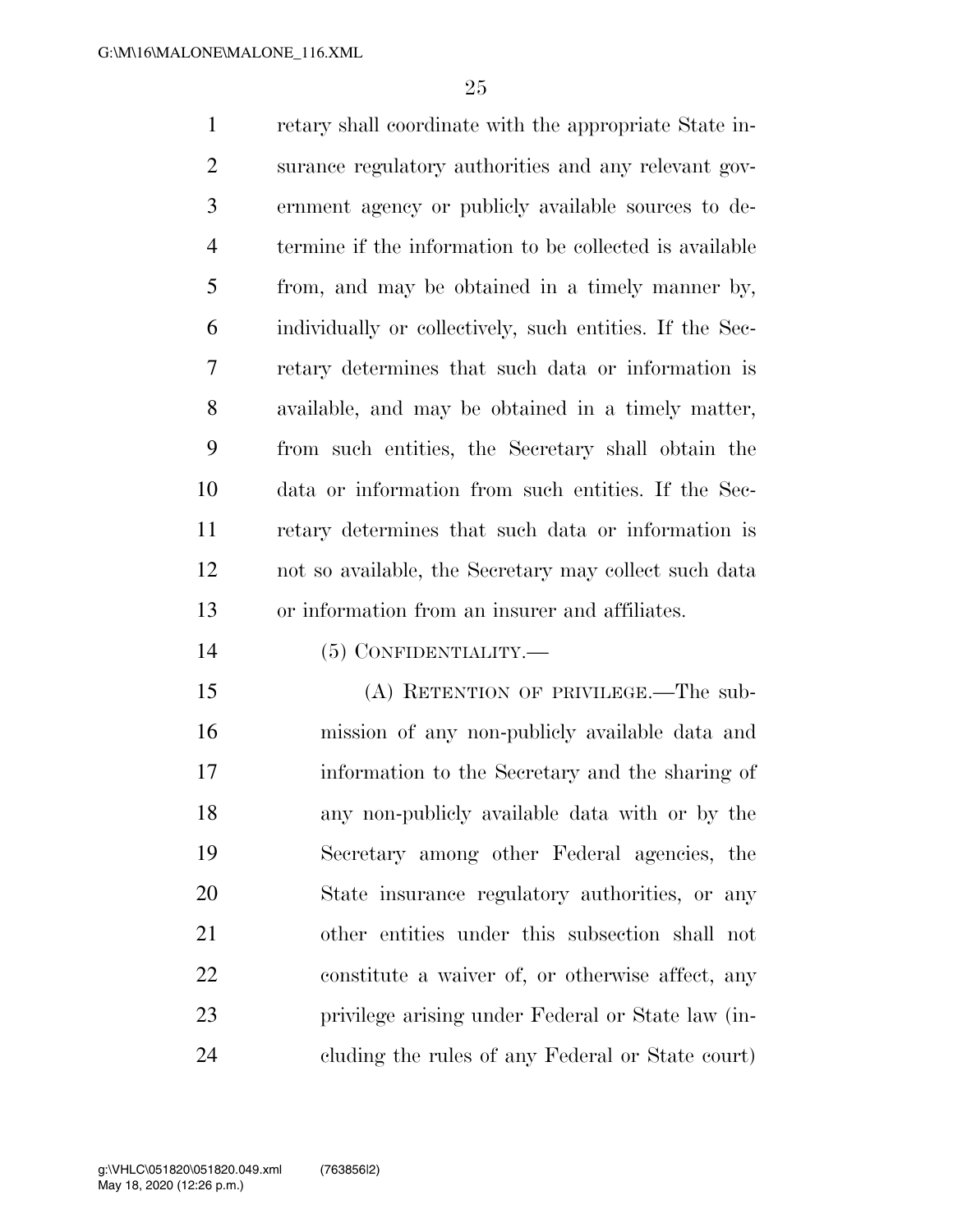retary shall coordinate with the appropriate State insurance regulatory authorities and any relevant government agency or publicly available sources to determine if the information to be collected is available from, and may be obtained in a timely manner by, individually or collectively, such entities. If the Secretary determines that such data or information is available, and may be obtained in a timely matter, from such entities, the Secretary shall obtain the data or information from such entities. If the Secretary determines that such data or information is not so available, the Secretary may collect such data or information from an insurer and affiliates.

(5) CONFIDENTIALITY.—

(A) RETENTION OF PRIVILEGE.—The submission of any non-publicly available data and information to the Secretary and the sharing of any non-publicly available data with or by the Secretary among other Federal agencies, the State insurance regulatory authorities, or any other entities under this subsection shall not constitute a waiver of, or otherwise affect, any privilege arising under Federal or State law (including the rules of any Federal or State court)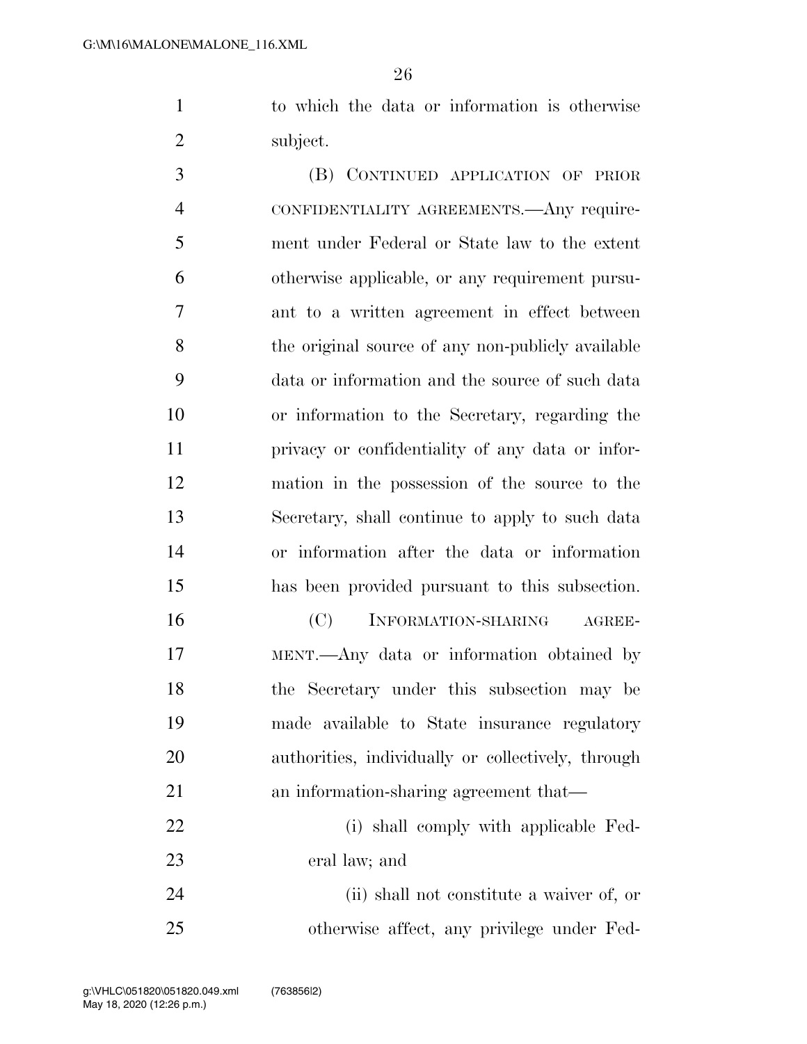to which the data or information is otherwise subject.

(B) CONTINUED APPLICATION OF PRIOR CONFIDENTIALITY AGREEMENTS.—Any requirement under Federal or State law to the extent otherwise applicable, or any requirement pursuant to a written agreement in effect between the original source of any non-publicly available data or information and the source of such data or information to the Secretary, regarding the privacy or confidentiality of any data or information in the possession of the source to the Secretary, shall continue to apply to such data or information after the data or information has been provided pursuant to this subsection.

(C) INFORMATION-SHARING AGREEMENT.—Any data or information obtained by the Secretary under this subsection may be made available to State insurance regulatory authorities, individually or collectively, through an information-sharing agreement that—

(i) shall comply with applicable Federal law; and

(ii) shall not constitute a waiver of, or otherwise affect, any privilege under Fed-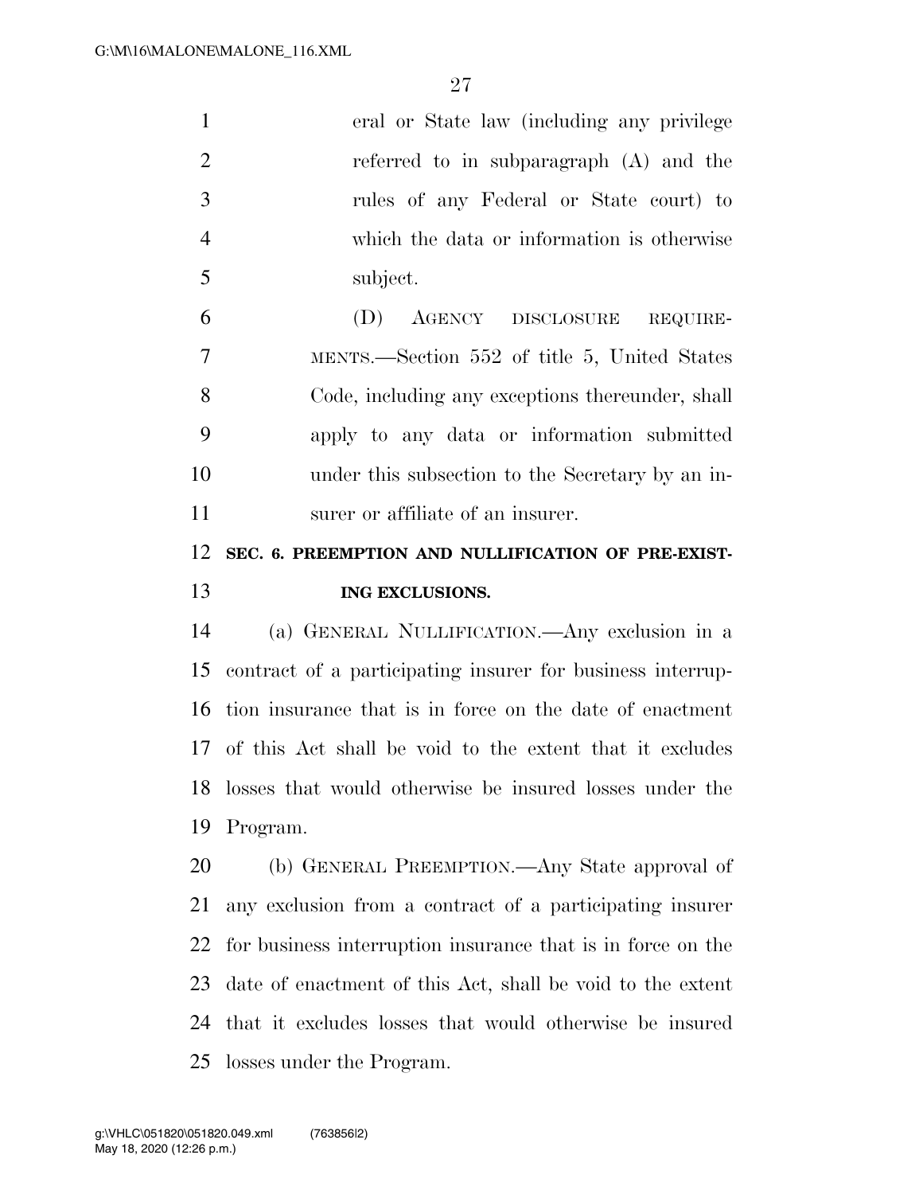eral or State law (including any privilege referred to in subparagraph (A) and the rules of any Federal or State court) to which the data or information is otherwise subject.

(D) AGENCY DISCLOSURE REQUIREMENTS.—Section 552 of title 5, United States Code, including any exceptions thereunder, shall apply to any data or information submitted under this subsection to the Secretary by an insurer or affiliate of an insurer.

## SEC. 6. PREEMPTION AND NULLIFICATION OF PRE-EXISTING EXCLUSIONS.

(a) GENERAL NULLIFICATION.—Any exclusion in a contract of a participating insurer for business interruption insurance that is in force on the date of enactment of this Act shall be void to the extent that it excludes losses that would otherwise be insured losses under the Program.

(b) GENERAL PREEMPTION.—Any State approval of any exclusion from a contract of a participating insurer for business interruption insurance that is in force on the date of enactment of this Act, shall be void to the extent that it excludes losses that would otherwise be insured losses under the Program.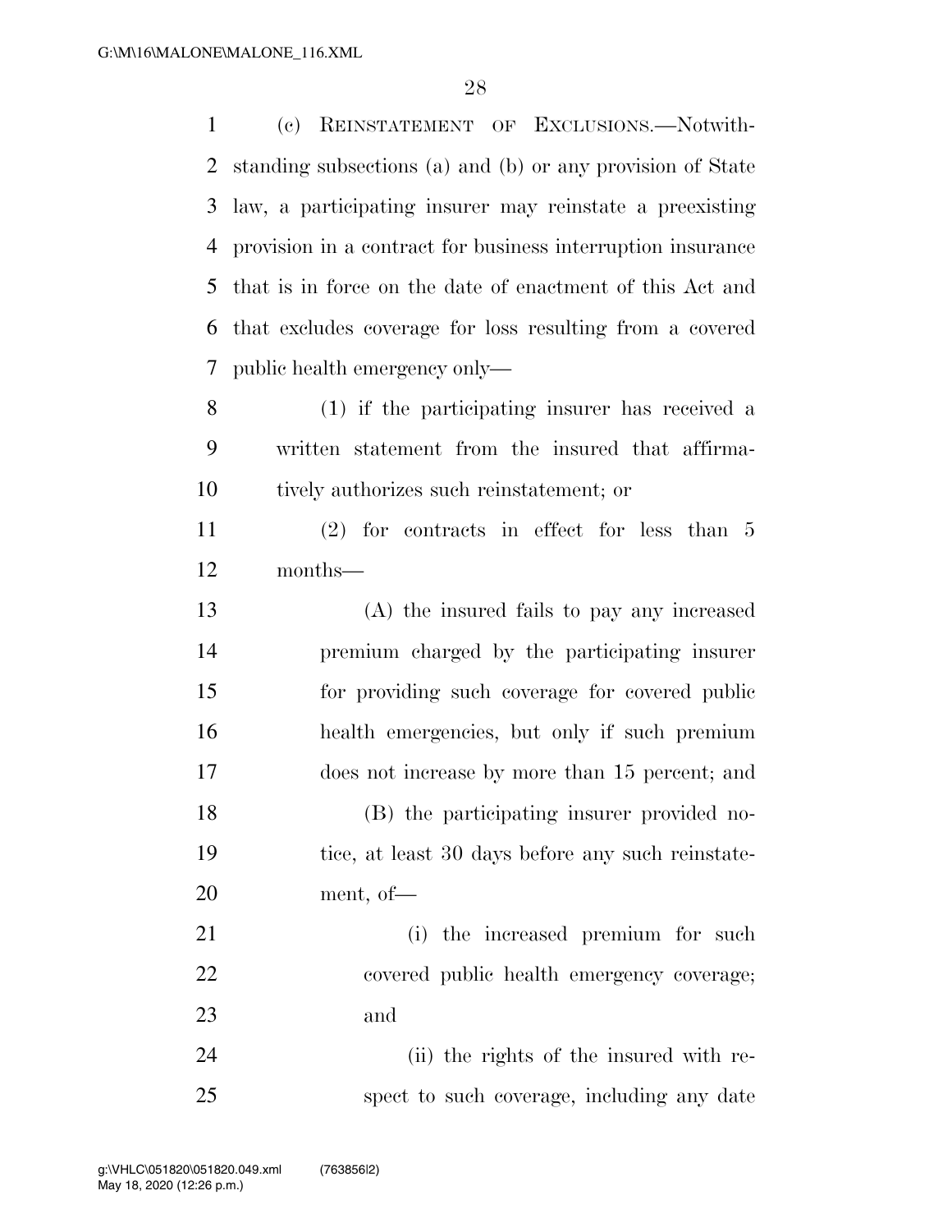(c) REINSTATEMENT OF EXCLUSIONS.—Notwithstanding subsections (a) and (b) or any provision of State law, a participating insurer may reinstate a preexisting provision in a contract for business interruption insurance that is in force on the date of enactment of this Act and that excludes coverage for loss resulting from a covered public health emergency only—

(1) if the participating insurer has received a written statement from the insured that affirmatively authorizes such reinstatement; or

(2) for contracts in effect for less than 5 months—

(A) the insured fails to pay any increased premium charged by the participating insurer for providing such coverage for covered public health emergencies, but only if such premium does not increase by more than 15 percent; and

(B) the participating insurer provided notice, at least 30 days before any such reinstatement, of—

(i) the increased premium for such covered public health emergency coverage; and

(ii) the rights of the insured with respect to such coverage, including any date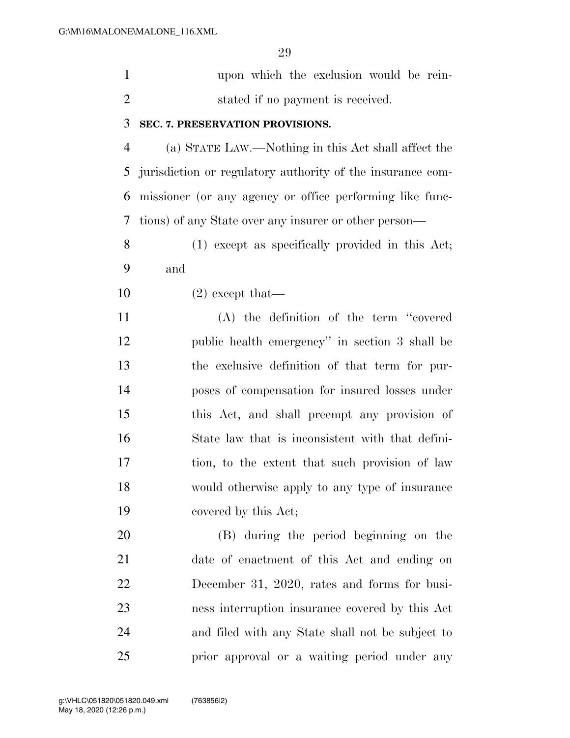upon which the exclusion would be reinstated if no payment is received.

### SEC. 7. PRESERVATION PROVISIONS.

(a) STATE LAW.—Nothing in this Act shall affect the jurisdiction or regulatory authority of the insurance commissioner (or any agency or office performing like functions) of any State over any insurer or other person—

(1) except as specifically provided in this Act; and

(2) except that—

(A) the definition of the term "covered public health emergency" in section 3 shall be the exclusive definition of that term for purposes of compensation for insured losses under this Act, and shall preempt any provision of State law that is inconsistent with that definition, to the extent that such provision of law would otherwise apply to any type of insurance covered by this Act;

(B) during the period beginning on the date of enactment of this Act and ending on December 31, 2020, rates and forms for business interruption insurance covered by this Act and filed with any State shall not be subject to prior approval or a waiting period under any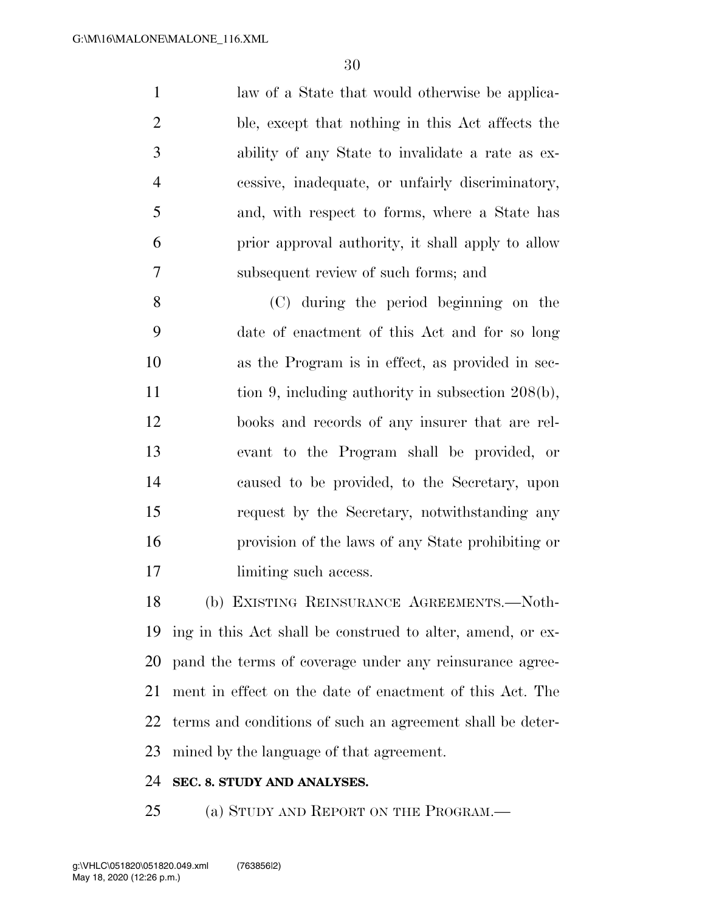law of a State that would otherwise be applicable, except that nothing in this Act affects the ability of any State to invalidate a rate as excessive, inadequate, or unfairly discriminatory, and, with respect to forms, where a State has prior approval authority, it shall apply to allow subsequent review of such forms; and

(C) during the period beginning on the date of enactment of this Act and for so long as the Program is in effect, as provided in section 9, including authority in subsection 208(b), books and records of any insurer that are relevant to the Program shall be provided, or caused to be provided, to the Secretary, upon request by the Secretary, notwithstanding any provision of the laws of any State prohibiting or limiting such access.

(b) EXISTING REINSURANCE AGREEMENTS.—Nothing in this Act shall be construed to alter, amend, or expand the terms of coverage under any reinsurance agreement in effect on the date of enactment of this Act. The terms and conditions of such an agreement shall be determined by the language of that agreement.

**SEC. 8. STUDY AND ANALYSES.**

(a) STUDY AND REPORT ON THE PROGRAM.—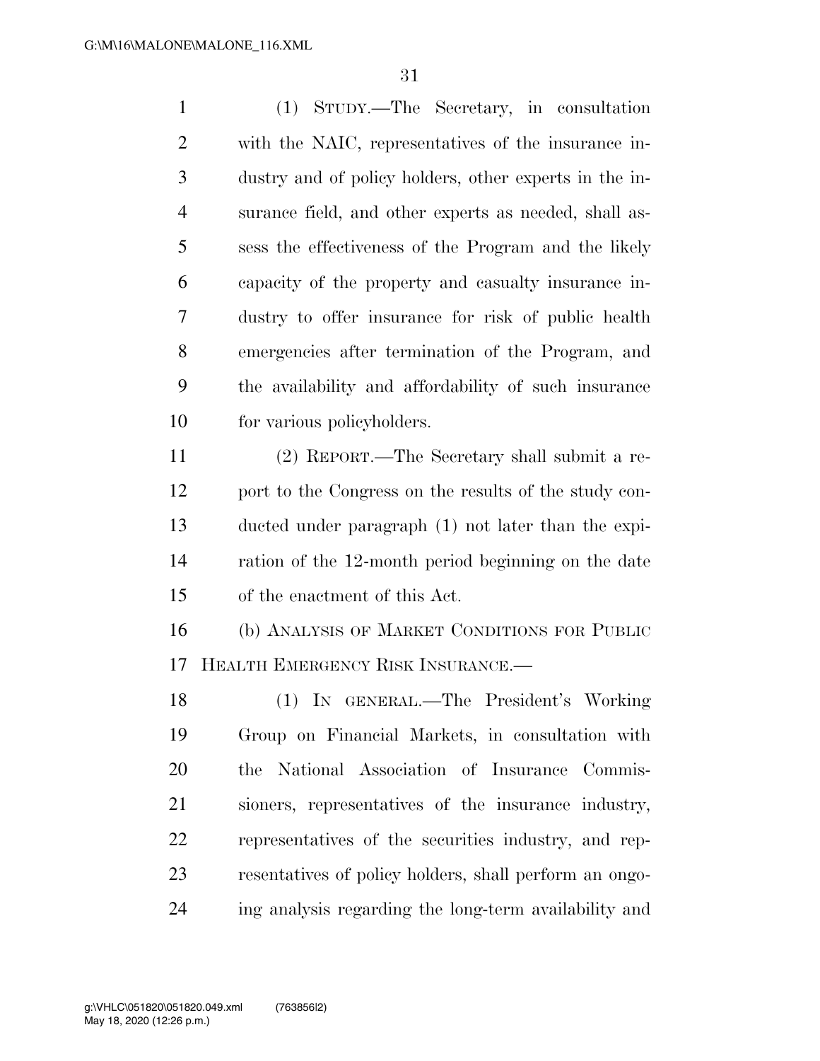(1) STUDY.—The Secretary, in consultation with the NAIC, representatives of the insurance industry and of policy holders, other experts in the insurance field, and other experts as needed, shall assess the effectiveness of the Program and the likely capacity of the property and casualty insurance industry to offer insurance for risk of public health emergencies after termination of the Program, and the availability and affordability of such insurance for various policyholders.

(2) REPORT.—The Secretary shall submit a report to the Congress on the results of the study conducted under paragraph (1) not later than the expiration of the 12-month period beginning on the date of the enactment of this Act.

(b) ANALYSIS OF MARKET CONDITIONS FOR PUBLIC HEALTH EMERGENCY RISK INSURANCE.—

(1) IN GENERAL.—The President's Working Group on Financial Markets, in consultation with the National Association of Insurance Commissioners, representatives of the insurance industry, representatives of the securities industry, and representatives of policy holders, shall perform an ongoing analysis regarding the long-term availability and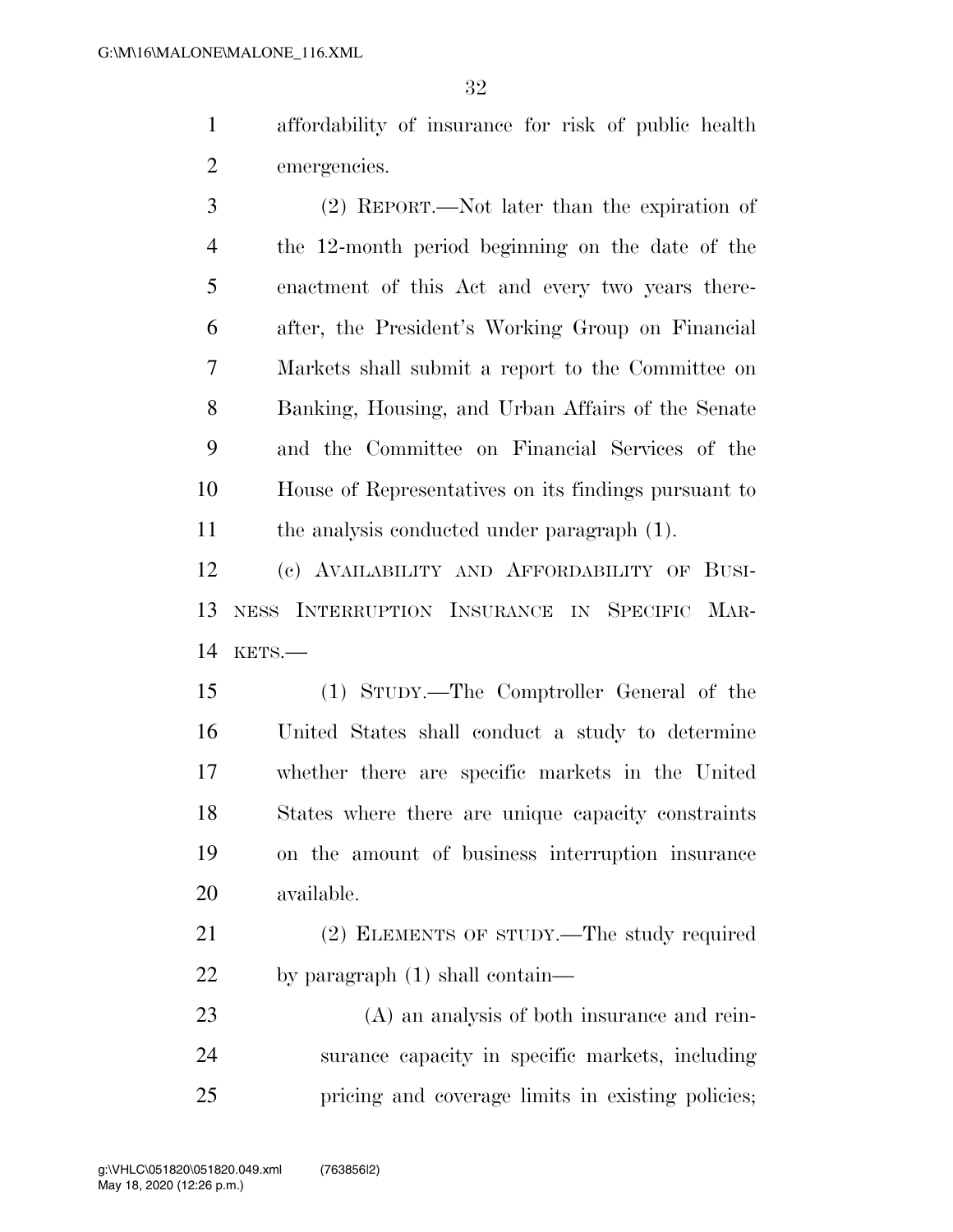affordability of insurance for risk of public health emergencies.

(2) REPORT.—Not later than the expiration of the 12-month period beginning on the date of the enactment of this Act and every two years thereafter, the President's Working Group on Financial Markets shall submit a report to the Committee on Banking, Housing, and Urban Affairs of the Senate and the Committee on Financial Services of the House of Representatives on its findings pursuant to the analysis conducted under paragraph (1).

(c) AVAILABILITY AND AFFORDABILITY OF BUSINESS INTERRUPTION INSURANCE IN SPECIFIC MARKETS.—

(1) STUDY.—The Comptroller General of the United States shall conduct a study to determine whether there are specific markets in the United States where there are unique capacity constraints on the amount of business interruption insurance available.

(2) ELEMENTS OF STUDY.—The study required by paragraph (1) shall contain—

(A) an analysis of both insurance and reinsurance capacity in specific markets, including pricing and coverage limits in existing policies;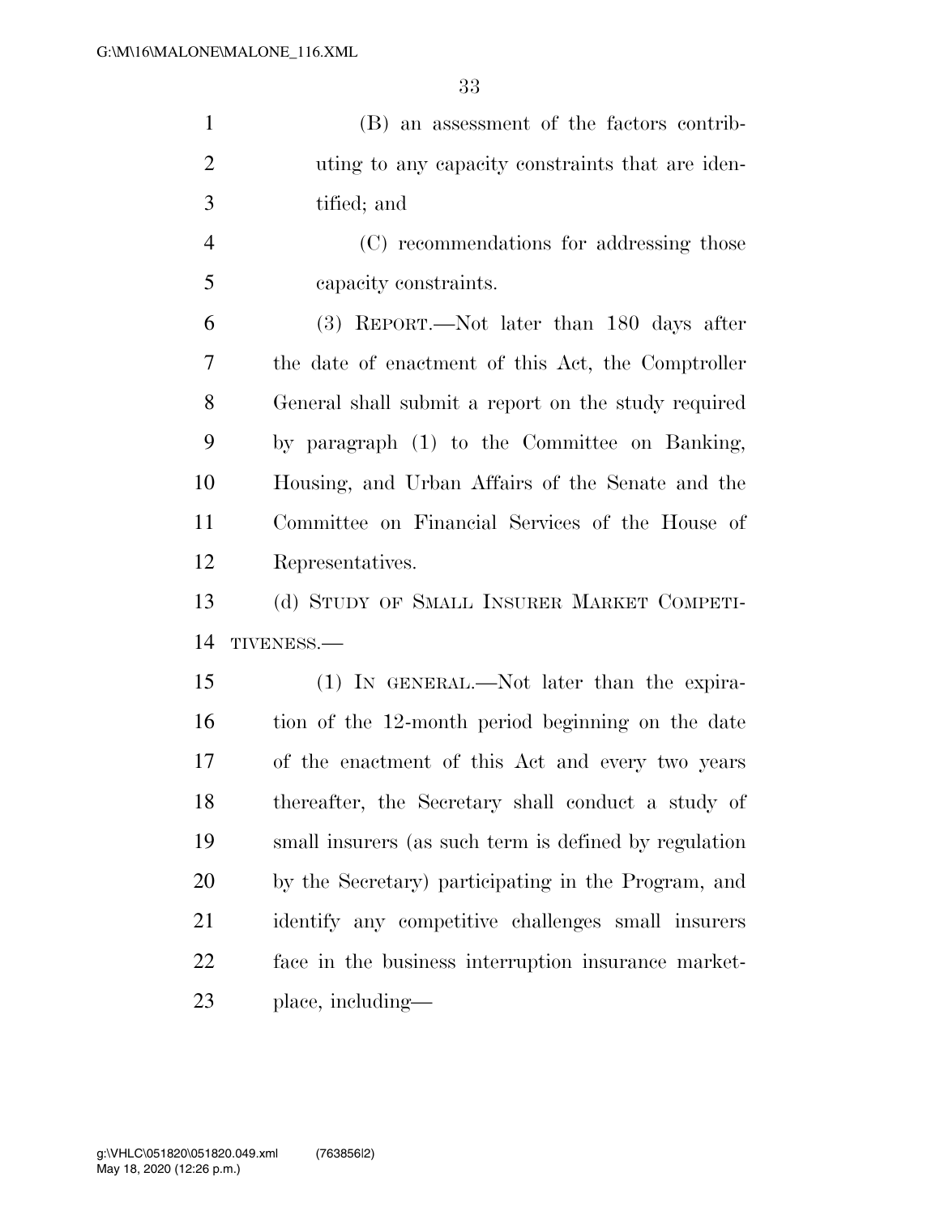(B) an assessment of the factors contributing to any capacity constraints that are identified; and

(C) recommendations for addressing those capacity constraints.

(3) REPORT.—Not later than 180 days after the date of enactment of this Act, the Comptroller General shall submit a report on the study required by paragraph (1) to the Committee on Banking, Housing, and Urban Affairs of the Senate and the Committee on Financial Services of the House of Representatives.

(d) STUDY OF SMALL INSURER MARKET COMPETITIVENESS.—

(1) IN GENERAL.—Not later than the expiration of the 12-month period beginning on the date of the enactment of this Act and every two years thereafter, the Secretary shall conduct a study of small insurers (as such term is defined by regulation by the Secretary) participating in the Program, and identify any competitive challenges small insurers face in the business interruption insurance marketplace, including—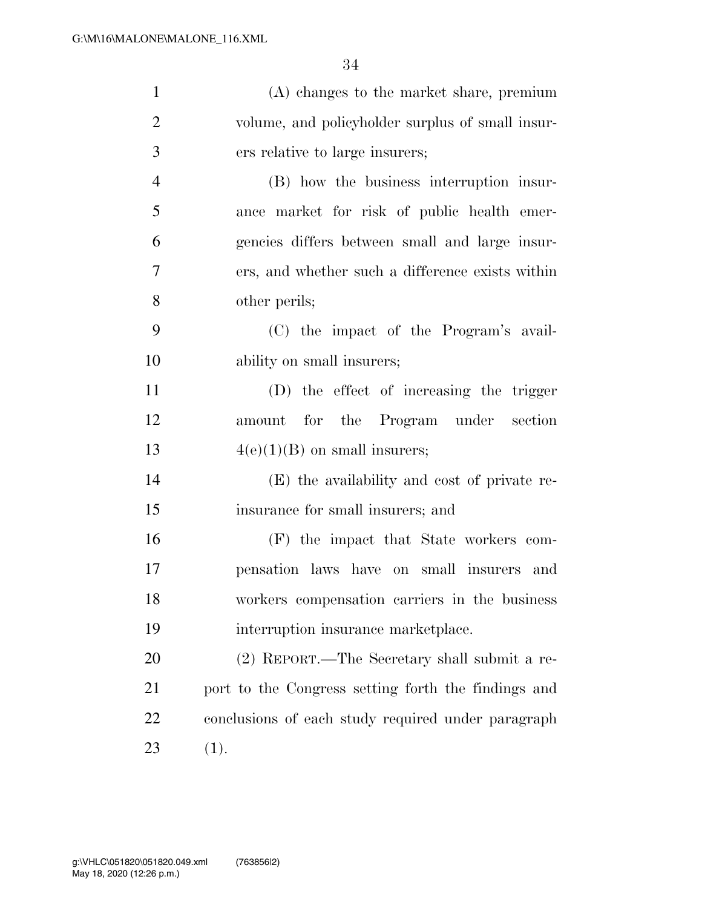(A) changes to the market share, premium volume, and policyholder surplus of small insurers relative to large insurers;

(B) how the business interruption insurance market for risk of public health emergencies differs between small and large insurers, and whether such a difference exists within other perils;

(C) the impact of the Program's availability on small insurers;

(D) the effect of increasing the trigger amount for the Program under section 4(e)(1)(B) on small insurers;

(E) the availability and cost of private reinsurance for small insurers; and

(F) the impact that State workers compensation laws have on small insurers and workers compensation carriers in the business interruption insurance marketplace.

(2) REPORT.—The Secretary shall submit a report to the Congress setting forth the findings and conclusions of each study required under paragraph (1).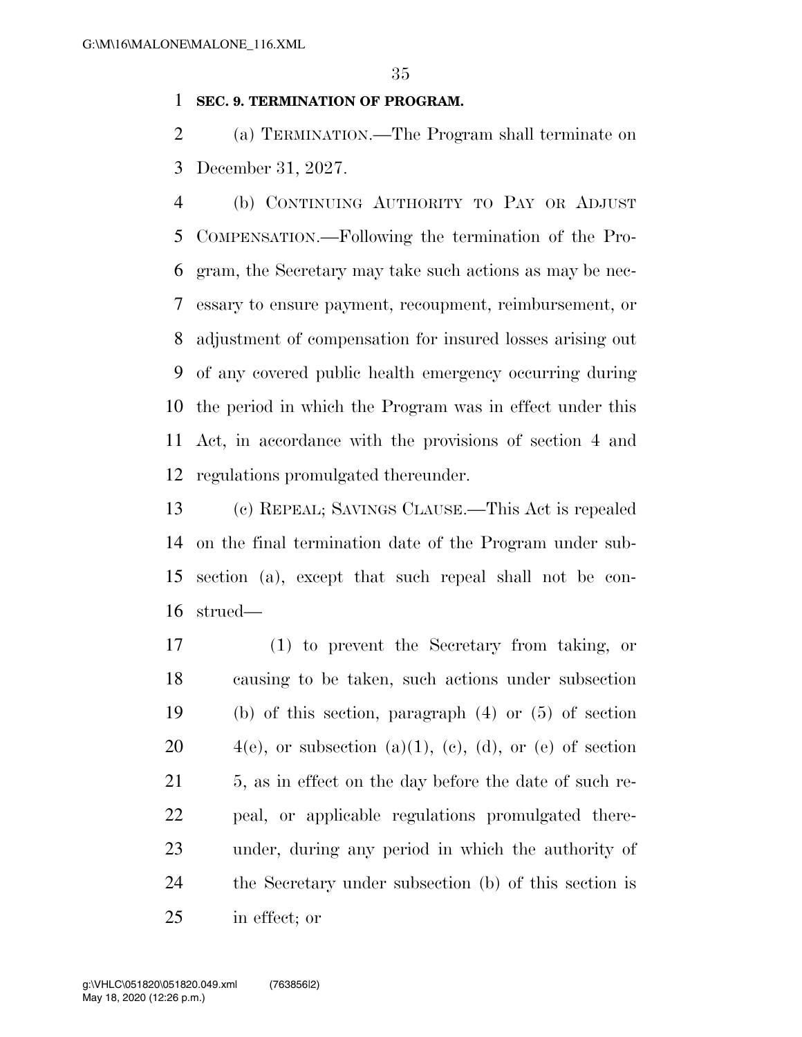**SEC. 9. TERMINATION OF PROGRAM.**

(a) TERMINATION.—The Program shall terminate on December 31, 2027.

(b) CONTINUING AUTHORITY TO PAY OR ADJUST COMPENSATION.—Following the termination of the Program, the Secretary may take such actions as may be necessary to ensure payment, recoupment, reimbursement, or adjustment of compensation for insured losses arising out of any covered public health emergency occurring during the period in which the Program was in effect under this Act, in accordance with the provisions of section 4 and regulations promulgated thereunder.

(c) REPEAL; SAVINGS CLAUSE.—This Act is repealed on the final termination date of the Program under subsection (a), except that such repeal shall not be construed—

(1) to prevent the Secretary from taking, or causing to be taken, such actions under subsection (b) of this section, paragraph (4) or (5) of section 4(e), or subsection (a)(1), (c), (d), or (e) of section 5, as in effect on the day before the date of such repeal, or applicable regulations promulgated thereunder, during any period in which the authority of the Secretary under subsection (b) of this section is in effect; or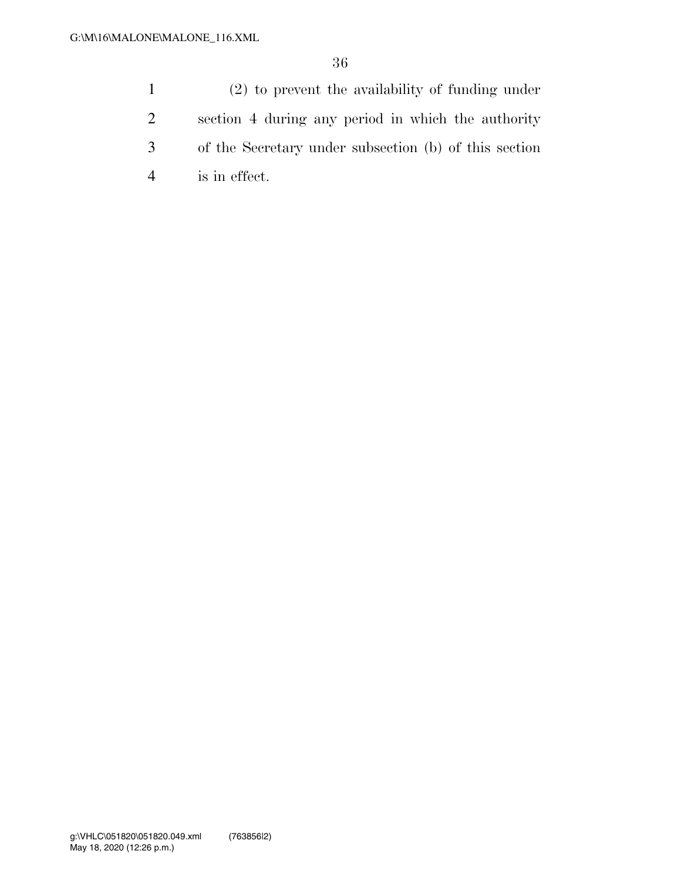(2) to prevent the availability of funding under section 4 during any period in which the authority of the Secretary under subsection (b) of this section is in effect.